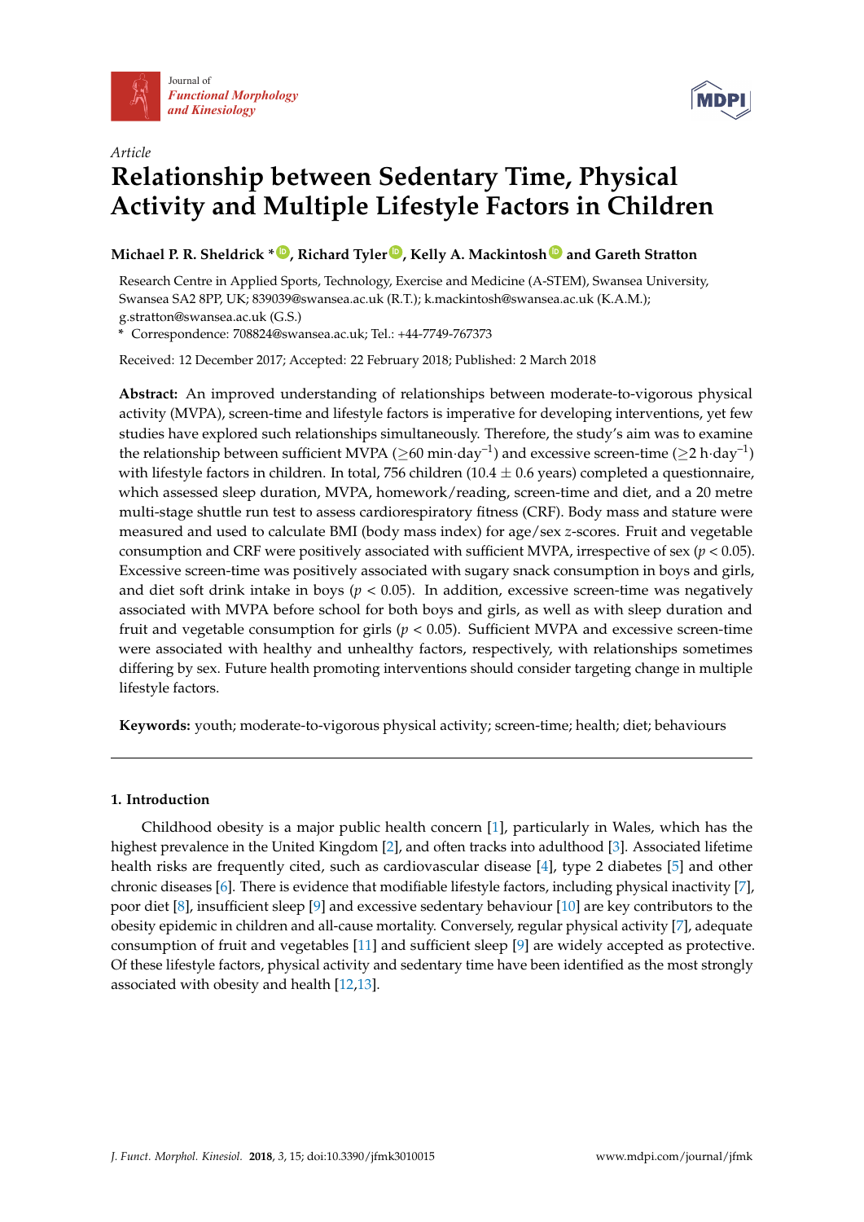Journal of *Functional Morphology and Kinesiology*

*Article*

# Relationship between Sedentary Time, Physical Activity and Multiple Lifestyle Factors in Children

**Michael P. R. Sheldrick \*, Richard Tyler, Kelly A. Mackintosh and Gareth Stratton**

Research Centre in Applied Sports, Technology, Exercise and Medicine (A-STEM), Swansea University, Swansea SA2 8PP, UK; 839039@swansea.ac.uk (R.T.); k.mackintosh@swansea.ac.uk (K.A.M.); g.stratton@swansea.ac.uk (G.S.)

\* Correspondence: 708824@swansea.ac.uk; Tel.: +44-7749-767373

Received: 12 December 2017; Accepted: 22 February 2018; Published: 2 March 2018

**Abstract:** An improved understanding of relationships between moderate-to-vigorous physical activity (MVPA), screen-time and lifestyle factors is imperative for developing interventions, yet few studies have explored such relationships simultaneously. Therefore, the study's aim was to examine the relationship between sufficient MVPA ($\geq$60 min$\cdot$day$^{-1}$) and excessive screen-time ($\geq$2 h$\cdot$day$^{-1}$) with lifestyle factors in children. In total, 756 children (10.4 $\pm$ 0.6 years) completed a questionnaire, which assessed sleep duration, MVPA, homework/reading, screen-time and diet, and a 20 metre multi-stage shuttle run test to assess cardiorespiratory fitness (CRF). Body mass and stature were measured and used to calculate BMI (body mass index) for age/sex *z*-scores. Fruit and vegetable consumption and CRF were positively associated with sufficient MVPA, irrespective of sex ($p < 0.05$). Excessive screen-time was positively associated with sugary snack consumption in boys and girls, and diet soft drink intake in boys ($p < 0.05$). In addition, excessive screen-time was negatively associated with MVPA before school for both boys and girls, as well as with sleep duration and fruit and vegetable consumption for girls ($p < 0.05$). Sufficient MVPA and excessive screen-time were associated with healthy and unhealthy factors, respectively, with relationships sometimes differing by sex. Future health promoting interventions should consider targeting change in multiple lifestyle factors.

**Keywords:** youth; moderate-to-vigorous physical activity; screen-time; health; diet; behaviours

## 1. Introduction

Childhood obesity is a major public health concern [1], particularly in Wales, which has the highest prevalence in the United Kingdom [2], and often tracks into adulthood [3]. Associated lifetime health risks are frequently cited, such as cardiovascular disease [4], type 2 diabetes [5] and other chronic diseases [6]. There is evidence that modifiable lifestyle factors, including physical inactivity [7], poor diet [8], insufficient sleep [9] and excessive sedentary behaviour [10] are key contributors to the obesity epidemic in children and all-cause mortality. Conversely, regular physical activity [7], adequate consumption of fruit and vegetables [11] and sufficient sleep [9] are widely accepted as protective. Of these lifestyle factors, physical activity and sedentary time have been identified as the most strongly associated with obesity and health [12,13].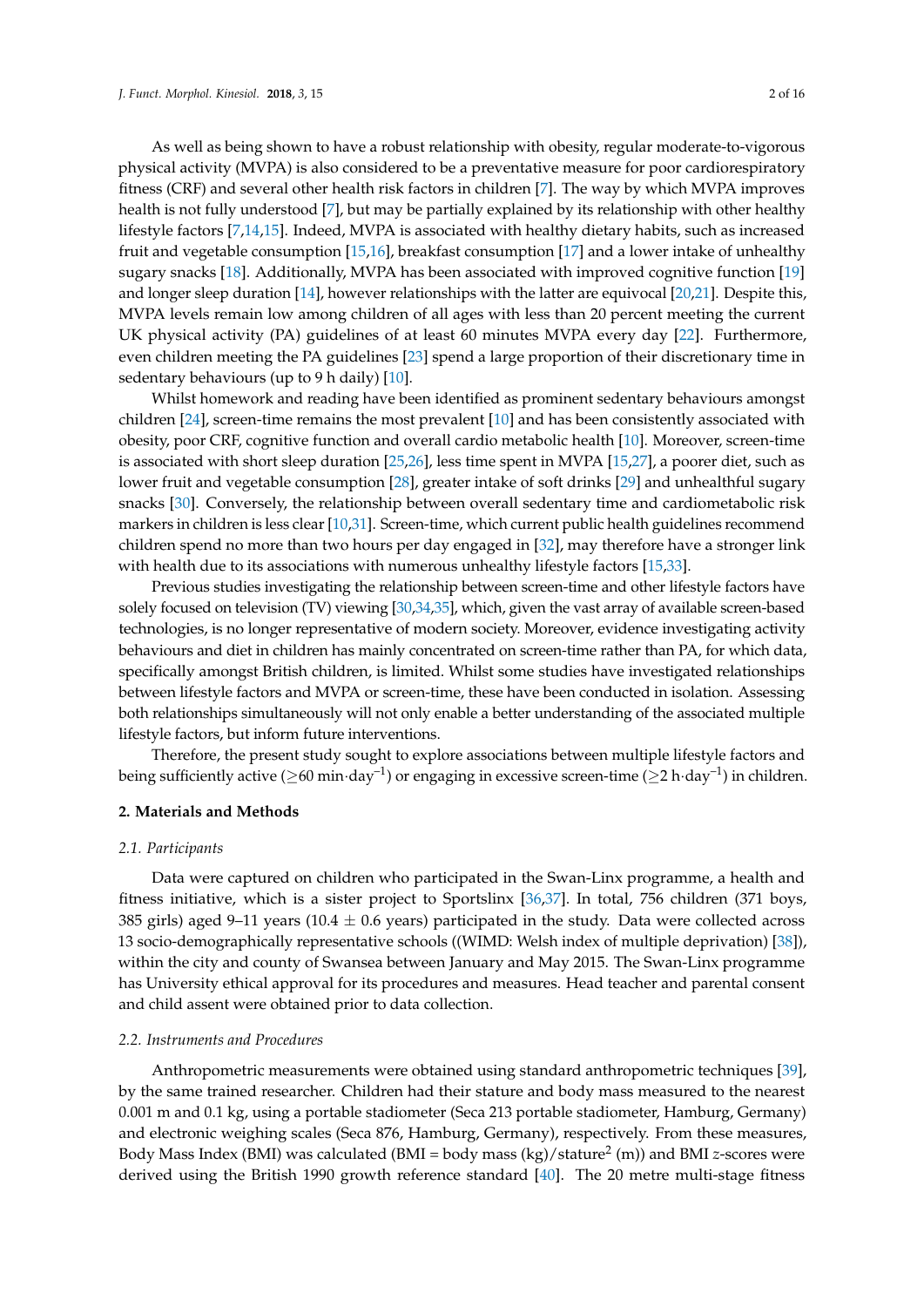As well as being shown to have a robust relationship with obesity, regular moderate-to-vigorous physical activity (MVPA) is also considered to be a preventative measure for poor cardiorespiratory fitness (CRF) and several other health risk factors in children [7]. The way by which MVPA improves health is not fully understood [7], but may be partially explained by its relationship with other healthy lifestyle factors [7,14,15]. Indeed, MVPA is associated with healthy dietary habits, such as increased fruit and vegetable consumption [15,16], breakfast consumption [17] and a lower intake of unhealthy sugary snacks [18]. Additionally, MVPA has been associated with improved cognitive function [19] and longer sleep duration [14], however relationships with the latter are equivocal [20,21]. Despite this, MVPA levels remain low among children of all ages with less than 20 percent meeting the current UK physical activity (PA) guidelines of at least 60 minutes MVPA every day [22]. Furthermore, even children meeting the PA guidelines [23] spend a large proportion of their discretionary time in sedentary behaviours (up to 9 h daily) [10].

Whilst homework and reading have been identified as prominent sedentary behaviours amongst children [24], screen-time remains the most prevalent [10] and has been consistently associated with obesity, poor CRF, cognitive function and overall cardio metabolic health [10]. Moreover, screen-time is associated with short sleep duration [25,26], less time spent in MVPA [15,27], a poorer diet, such as lower fruit and vegetable consumption [28], greater intake of soft drinks [29] and unhealthful sugary snacks [30]. Conversely, the relationship between overall sedentary time and cardiometabolic risk markers in children is less clear [10,31]. Screen-time, which current public health guidelines recommend children spend no more than two hours per day engaged in [32], may therefore have a stronger link with health due to its associations with numerous unhealthy lifestyle factors [15,33].

Previous studies investigating the relationship between screen-time and other lifestyle factors have solely focused on television (TV) viewing [30,34,35], which, given the vast array of available screen-based technologies, is no longer representative of modern society. Moreover, evidence investigating activity behaviours and diet in children has mainly concentrated on screen-time rather than PA, for which data, specifically amongst British children, is limited. Whilst some studies have investigated relationships between lifestyle factors and MVPA or screen-time, these have been conducted in isolation. Assessing both relationships simultaneously will not only enable a better understanding of the associated multiple lifestyle factors, but inform future interventions.

Therefore, the present study sought to explore associations between multiple lifestyle factors and being sufficiently active ($\geq$60 min·day$^{-1}$) or engaging in excessive screen-time ($\geq$2 h·day$^{-1}$) in children.

## 2. Materials and Methods

### 2.1. Participants

Data were captured on children who participated in the Swan-Linx programme, a health and fitness initiative, which is a sister project to Sportslinx [36,37]. In total, 756 children (371 boys, 385 girls) aged 9–11 years (10.4 $\pm$ 0.6 years) participated in the study. Data were collected across 13 socio-demographically representative schools ((WIMD: Welsh index of multiple deprivation) [38]), within the city and county of Swansea between January and May 2015. The Swan-Linx programme has University ethical approval for its procedures and measures. Head teacher and parental consent and child assent were obtained prior to data collection.

### 2.2. Instruments and Procedures

Anthropometric measurements were obtained using standard anthropometric techniques [39], by the same trained researcher. Children had their stature and body mass measured to the nearest 0.001 m and 0.1 kg, using a portable stadiometer (Seca 213 portable stadiometer, Hamburg, Germany) and electronic weighing scales (Seca 876, Hamburg, Germany), respectively. From these measures, Body Mass Index (BMI) was calculated (BMI = body mass (kg)/stature$^2$ (m)) and BMI *z*-scores were derived using the British 1990 growth reference standard [40]. The 20 metre multi-stage fitness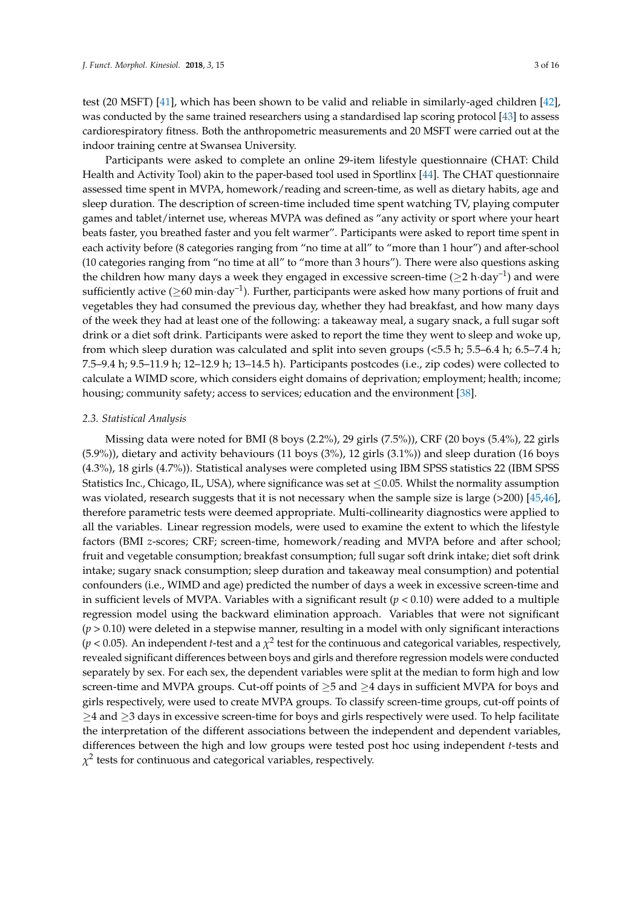test (20 MSFT) [41], which has been shown to be valid and reliable in similarly-aged children [42], was conducted by the same trained researchers using a standardised lap scoring protocol [43] to assess cardiorespiratory fitness. Both the anthropometric measurements and 20 MSFT were carried out at the indoor training centre at Swansea University.

Participants were asked to complete an online 29-item lifestyle questionnaire (CHAT: Child Health and Activity Tool) akin to the paper-based tool used in Sportlinx [44]. The CHAT questionnaire assessed time spent in MVPA, homework/reading and screen-time, as well as dietary habits, age and sleep duration. The description of screen-time included time spent watching TV, playing computer games and tablet/internet use, whereas MVPA was defined as "any activity or sport where your heart beats faster, you breathed faster and you felt warmer". Participants were asked to report time spent in each activity before (8 categories ranging from "no time at all" to "more than 1 hour") and after-school (10 categories ranging from "no time at all" to "more than 3 hours"). There were also questions asking the children how many days a week they engaged in excessive screen-time ($\geq$2 h·day$^{-1}$) and were sufficiently active ($\geq$60 min·day$^{-1}$). Further, participants were asked how many portions of fruit and vegetables they had consumed the previous day, whether they had breakfast, and how many days of the week they had at least one of the following: a takeaway meal, a sugary snack, a full sugar soft drink or a diet soft drink. Participants were asked to report the time they went to sleep and woke up, from which sleep duration was calculated and split into seven groups (<5.5 h; 5.5–6.4 h; 6.5–7.4 h; 7.5–9.4 h; 9.5–11.9 h; 12–12.9 h; 13–14.5 h). Participants postcodes (i.e., zip codes) were collected to calculate a WIMD score, which considers eight domains of deprivation; employment; health; income; housing; community safety; access to services; education and the environment [38].

### 2.3. Statistical Analysis

Missing data were noted for BMI (8 boys (2.2%), 29 girls (7.5%)), CRF (20 boys (5.4%), 22 girls (5.9%)), dietary and activity behaviours (11 boys (3%), 12 girls (3.1%)) and sleep duration (16 boys (4.3%), 18 girls (4.7%)). Statistical analyses were completed using IBM SPSS statistics 22 (IBM SPSS Statistics Inc., Chicago, IL, USA), where significance was set at $\leq$0.05. Whilst the normality assumption was violated, research suggests that it is not necessary when the sample size is large (>200) [45,46], therefore parametric tests were deemed appropriate. Multi-collinearity diagnostics were applied to all the variables. Linear regression models, were used to examine the extent to which the lifestyle factors (BMI *z*-scores; CRF; screen-time, homework/reading and MVPA before and after school; fruit and vegetable consumption; breakfast consumption; full sugar soft drink intake; diet soft drink intake; sugary snack consumption; sleep duration and takeaway meal consumption) and potential confounders (i.e., WIMD and age) predicted the number of days a week in excessive screen-time and in sufficient levels of MVPA. Variables with a significant result ($p < 0.10$) were added to a multiple regression model using the backward elimination approach. Variables that were not significant ($p > 0.10$) were deleted in a stepwise manner, resulting in a model with only significant interactions ($p < 0.05$). An independent *t*-test and a $\chi^2$ test for the continuous and categorical variables, respectively, revealed significant differences between boys and girls and therefore regression models were conducted separately by sex. For each sex, the dependent variables were split at the median to form high and low screen-time and MVPA groups. Cut-off points of $\geq$5 and $\geq$4 days in sufficient MVPA for boys and girls respectively, were used to create MVPA groups. To classify screen-time groups, cut-off points of $\geq$4 and $\geq$3 days in excessive screen-time for boys and girls respectively were used. To help facilitate the interpretation of the different associations between the independent and dependent variables, differences between the high and low groups were tested post hoc using independent *t*-tests and $\chi^2$ tests for continuous and categorical variables, respectively.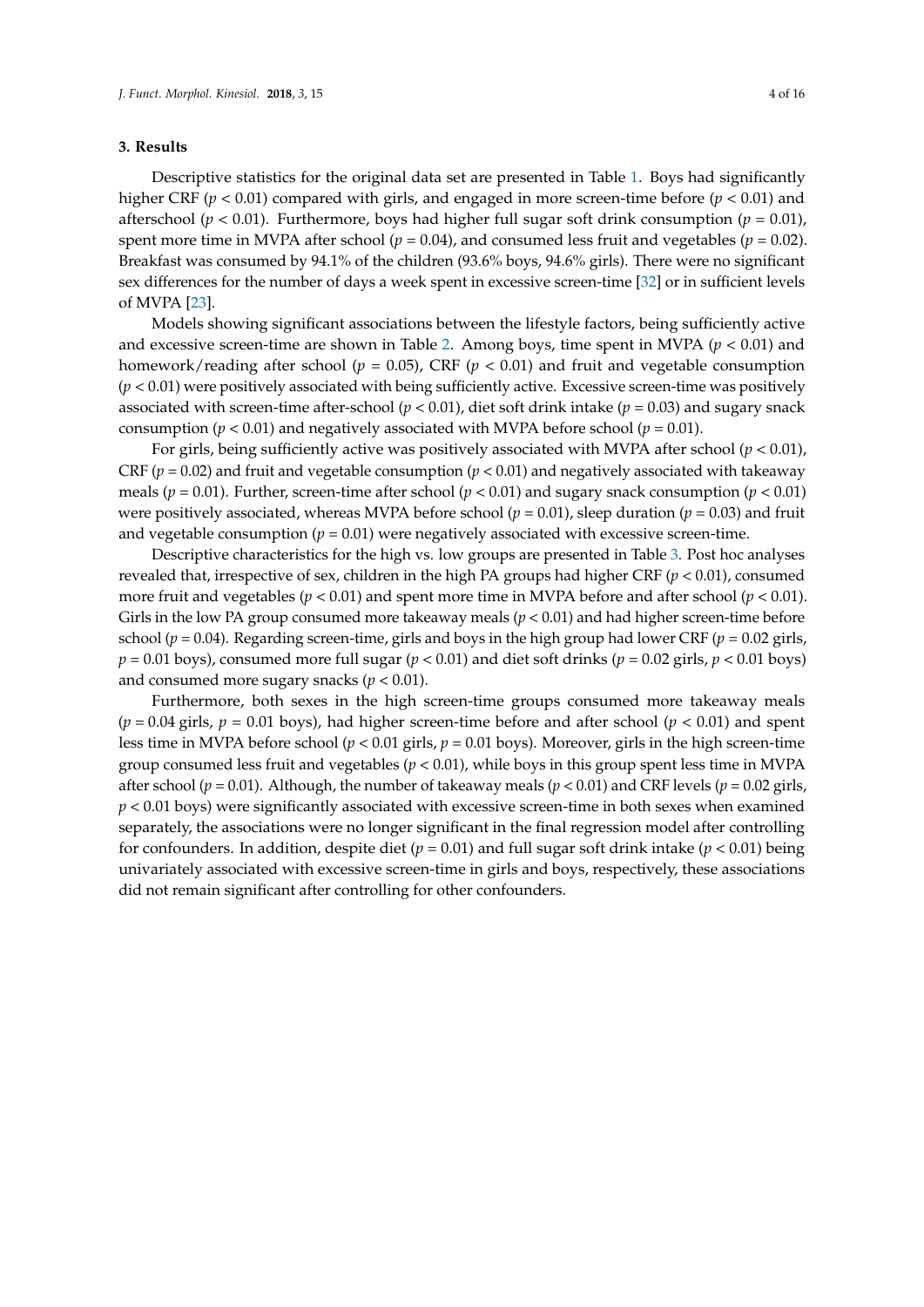## 3. Results

Descriptive statistics for the original data set are presented in Table 1. Boys had significantly higher CRF ($p < 0.01$) compared with girls, and engaged in more screen-time before ($p < 0.01$) and afterschool ($p < 0.01$). Furthermore, boys had higher full sugar soft drink consumption ($p = 0.01$), spent more time in MVPA after school ($p = 0.04$), and consumed less fruit and vegetables ($p = 0.02$). Breakfast was consumed by 94.1% of the children (93.6% boys, 94.6% girls). There were no significant sex differences for the number of days a week spent in excessive screen-time [32] or in sufficient levels of MVPA [23].

Models showing significant associations between the lifestyle factors, being sufficiently active and excessive screen-time are shown in Table 2. Among boys, time spent in MVPA ($p < 0.01$) and homework/reading after school ($p = 0.05$), CRF ($p < 0.01$) and fruit and vegetable consumption ($p < 0.01$) were positively associated with being sufficiently active. Excessive screen-time was positively associated with screen-time after-school ($p < 0.01$), diet soft drink intake ($p = 0.03$) and sugary snack consumption ($p < 0.01$) and negatively associated with MVPA before school ($p = 0.01$).

For girls, being sufficiently active was positively associated with MVPA after school ($p < 0.01$), CRF ($p = 0.02$) and fruit and vegetable consumption ($p < 0.01$) and negatively associated with takeaway meals ($p = 0.01$). Further, screen-time after school ($p < 0.01$) and sugary snack consumption ($p < 0.01$) were positively associated, whereas MVPA before school ($p = 0.01$), sleep duration ($p = 0.03$) and fruit and vegetable consumption ($p = 0.01$) were negatively associated with excessive screen-time.

Descriptive characteristics for the high vs. low groups are presented in Table 3. Post hoc analyses revealed that, irrespective of sex, children in the high PA groups had higher CRF ($p < 0.01$), consumed more fruit and vegetables ($p < 0.01$) and spent more time in MVPA before and after school ($p < 0.01$). Girls in the low PA group consumed more takeaway meals ($p < 0.01$) and had higher screen-time before school ($p = 0.04$). Regarding screen-time, girls and boys in the high group had lower CRF ($p = 0.02$ girls, $p = 0.01$ boys), consumed more full sugar ($p < 0.01$) and diet soft drinks ($p = 0.02$ girls, $p < 0.01$ boys) and consumed more sugary snacks ($p < 0.01$).

Furthermore, both sexes in the high screen-time groups consumed more takeaway meals ($p = 0.04$ girls, $p = 0.01$ boys), had higher screen-time before and after school ($p < 0.01$) and spent less time in MVPA before school ($p < 0.01$ girls, $p = 0.01$ boys). Moreover, girls in the high screen-time group consumed less fruit and vegetables ($p < 0.01$), while boys in this group spent less time in MVPA after school ($p = 0.01$). Although, the number of takeaway meals ($p < 0.01$) and CRF levels ($p = 0.02$ girls, $p < 0.01$ boys) were significantly associated with excessive screen-time in both sexes when examined separately, the associations were no longer significant in the final regression model after controlling for confounders. In addition, despite diet ($p = 0.01$) and full sugar soft drink intake ($p < 0.01$) being univariately associated with excessive screen-time in girls and boys, respectively, these associations did not remain significant after controlling for other confounders.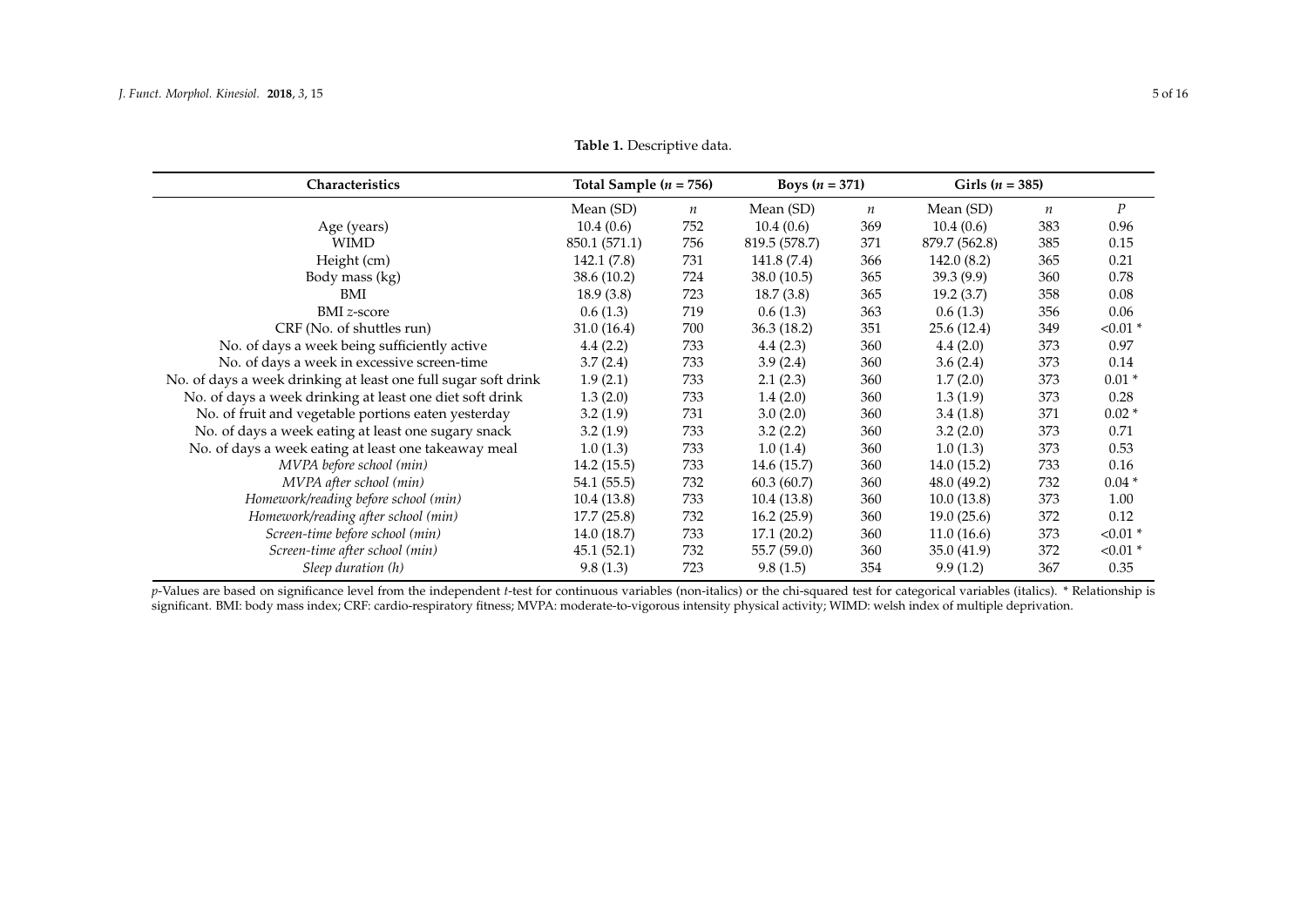**Table 1.** Descriptive data.

| Characteristics | Total Sample ($n$ = 756) | | Boys ($n$ = 371) | | Girls ($n$ = 385) | | |
|---|---|---|---|---|---|---|---|
| | Mean (SD) | $n$ | Mean (SD) | $n$ | Mean (SD) | $n$ | $P$ |
| Age (years) | 10.4 (0.6) | 752 | 10.4 (0.6) | 369 | 10.4 (0.6) | 383 | 0.96 |
| WIMD | 850.1 (571.1) | 756 | 819.5 (578.7) | 371 | 879.7 (562.8) | 385 | 0.15 |
| Height (cm) | 142.1 (7.8) | 731 | 141.8 (7.4) | 366 | 142.0 (8.2) | 365 | 0.21 |
| Body mass (kg) | 38.6 (10.2) | 724 | 38.0 (10.5) | 365 | 39.3 (9.9) | 360 | 0.78 |
| BMI | 18.9 (3.8) | 723 | 18.7 (3.8) | 365 | 19.2 (3.7) | 358 | 0.08 |
| BMI $z$-score | 0.6 (1.3) | 719 | 0.6 (1.3) | 363 | 0.6 (1.3) | 356 | 0.06 |
| CRF (No. of shuttles run) | 31.0 (16.4) | 700 | 36.3 (18.2) | 351 | 25.6 (12.4) | 349 | <0.01 * |
| No. of days a week being sufficiently active | 4.4 (2.2) | 733 | 4.4 (2.3) | 360 | 4.4 (2.0) | 373 | 0.97 |
| No. of days a week in excessive screen-time | 3.7 (2.4) | 733 | 3.9 (2.4) | 360 | 3.6 (2.4) | 373 | 0.14 |
| No. of days a week drinking at least one full sugar soft drink | 1.9 (2.1) | 733 | 2.1 (2.3) | 360 | 1.7 (2.0) | 373 | 0.01 * |
| No. of days a week drinking at least one diet soft drink | 1.3 (2.0) | 733 | 1.4 (2.0) | 360 | 1.3 (1.9) | 373 | 0.28 |
| No. of fruit and vegetable portions eaten yesterday | 3.2 (1.9) | 731 | 3.0 (2.0) | 360 | 3.4 (1.8) | 371 | 0.02 * |
| No. of days a week eating at least one sugary snack | 3.2 (1.9) | 733 | 3.2 (2.2) | 360 | 3.2 (2.0) | 373 | 0.71 |
| No. of days a week eating at least one takeaway meal | 1.0 (1.3) | 733 | 1.0 (1.4) | 360 | 1.0 (1.3) | 373 | 0.53 |
| *MVPA before school (min)* | 14.2 (15.5) | 733 | 14.6 (15.7) | 360 | 14.0 (15.2) | 733 | 0.16 |
| *MVPA after school (min)* | 54.1 (55.5) | 732 | 60.3 (60.7) | 360 | 48.0 (49.2) | 732 | 0.04 * |
| *Homework/reading before school (min)* | 10.4 (13.8) | 733 | 10.4 (13.8) | 360 | 10.0 (13.8) | 373 | 1.00 |
| *Homework/reading after school (min)* | 17.7 (25.8) | 732 | 16.2 (25.9) | 360 | 19.0 (25.6) | 372 | 0.12 |
| *Screen-time before school (min)* | 14.0 (18.7) | 733 | 17.1 (20.2) | 360 | 11.0 (16.6) | 373 | <0.01 * |
| *Screen-time after school (min)* | 45.1 (52.1) | 732 | 55.7 (59.0) | 360 | 35.0 (41.9) | 372 | <0.01 * |
| *Sleep duration (h)* | 9.8 (1.3) | 723 | 9.8 (1.5) | 354 | 9.9 (1.2) | 367 | 0.35 |

$p$-Values are based on significance level from the independent $t$-test for continuous variables (non-italics) or the chi-squared test for categorical variables (italics). * Relationship is significant. BMI: body mass index; CRF: cardio-respiratory fitness; MVPA: moderate-to-vigorous intensity physical activity; WIMD: welsh index of multiple deprivation.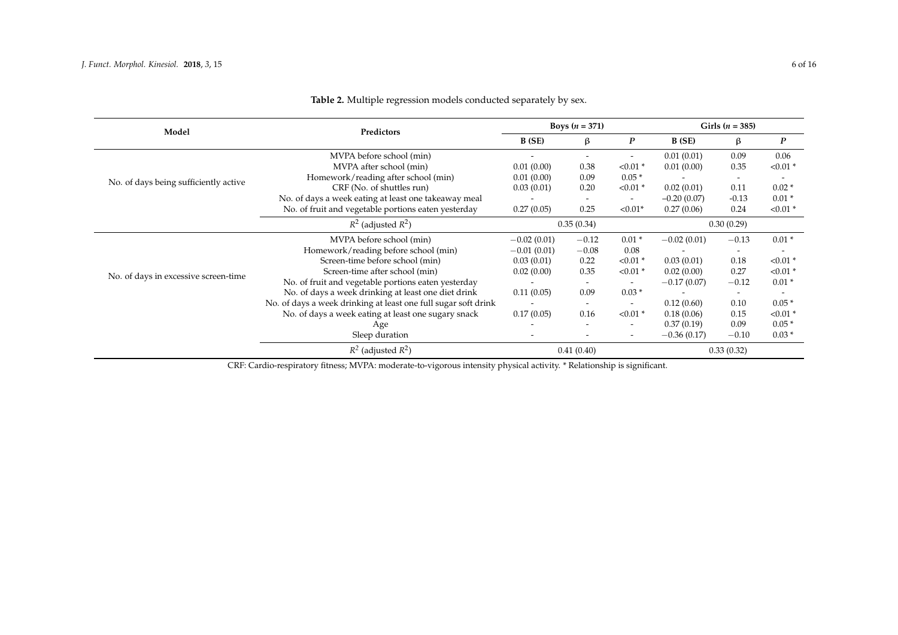**Table 2.** Multiple regression models conducted separately by sex.

| Model | Predictors | Boys ($n$ = 371) | | | Girls ($n$ = 385) | | |
|---|---|---|---|---|---|---|---|
| | | B (SE) | β | $P$ | B (SE) | β | $P$ |
| No. of days being sufficiently active | MVPA before school (min) | - | - | - | 0.01 (0.01) | 0.09 | 0.06 |
| | MVPA after school (min) | 0.01 (0.00) | 0.38 | <0.01 * | 0.01 (0.00) | 0.35 | <0.01 * |
| | Homework/reading after school (min) | 0.01 (0.00) | 0.09 | 0.05 * | - | - | - |
| | CRF (No. of shuttles run) | 0.03 (0.01) | 0.20 | <0.01 * | 0.02 (0.01) | 0.11 | 0.02 * |
| | No. of days a week eating at least one takeaway meal | - | - | - | −0.20 (0.07) | -0.13 | 0.01 * |
| | No. of fruit and vegetable portions eaten yesterday | 0.27 (0.05) | 0.25 | <0.01* | 0.27 (0.06) | 0.24 | <0.01 * |
| | $R^2$ (adjusted $R^2$) | 0.35 (0.34) | | | 0.30 (0.29) | | |
| No. of days in excessive screen-time | MVPA before school (min) | −0.02 (0.01) | −0.12 | 0.01 * | −0.02 (0.01) | −0.13 | 0.01 * |
| | Homework/reading before school (min) | −0.01 (0.01) | −0.08 | 0.08 | - | - | - |
| | Screen-time before school (min) | 0.03 (0.01) | 0.22 | <0.01 * | 0.03 (0.01) | 0.18 | <0.01 * |
| | Screen-time after school (min) | 0.02 (0.00) | 0.35 | <0.01 * | 0.02 (0.00) | 0.27 | <0.01 * |
| | No. of fruit and vegetable portions eaten yesterday | - | - | - | −0.17 (0.07) | −0.12 | 0.01 * |
| | No. of days a week drinking at least one diet drink | 0.11 (0.05) | 0.09 | 0.03 * | - | - | - |
| | No. of days a week drinking at least one full sugar soft drink | - | - | - | 0.12 (0.60) | 0.10 | 0.05 * |
| | No. of days a week eating at least one sugary snack | 0.17 (0.05) | 0.16 | <0.01 * | 0.18 (0.06) | 0.15 | <0.01 * |
| | Age | - | - | - | 0.37 (0.19) | 0.09 | 0.05 * |
| | Sleep duration | - | - | - | −0.36 (0.17) | −0.10 | 0.03 * |
| | $R^2$ (adjusted $R^2$) | 0.41 (0.40) | | | 0.33 (0.32) | | |

CRF: Cardio-respiratory fitness; MVPA: moderate-to-vigorous intensity physical activity. * Relationship is significant.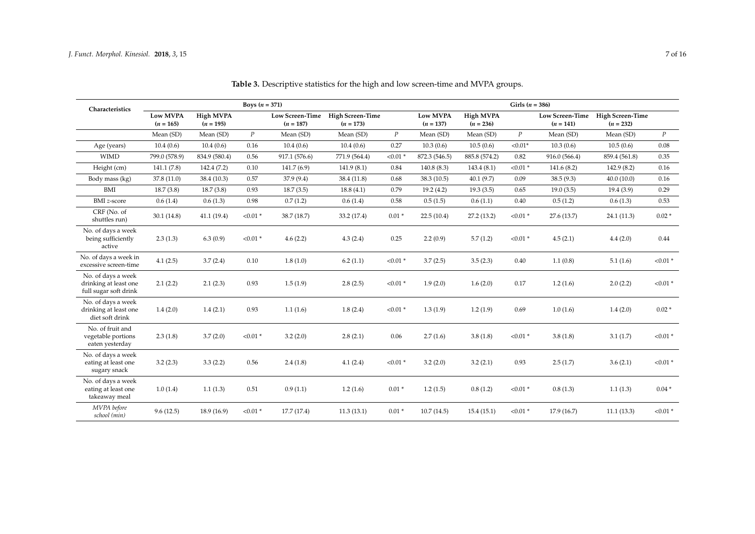**Table 3.** Descriptive statistics for the high and low screen-time and MVPA groups.

| Characteristics | Boys ($n$ = 371) | | | | | | Girls ($n$ = 386) | | | | | |
|---|---|---|---|---|---|---|---|---|---|---|---|---|
| | **Low MVPA** ($n$ = 165) | **High MVPA** ($n$ = 195) | | **Low Screen-Time** ($n$ = 187) | **High Screen-Time** ($n$ = 173) | | **Low MVPA** ($n$ = 137) | **High MVPA** ($n$ = 236) | | **Low Screen-Time** ($n$ = 141) | **High Screen-Time** ($n$ = 232) | |
| | Mean (SD) | Mean (SD) | $P$ | Mean (SD) | Mean (SD) | $P$ | Mean (SD) | Mean (SD) | $P$ | Mean (SD) | Mean (SD) | $P$ |
| Age (years) | 10.4 (0.6) | 10.4 (0.6) | 0.16 | 10.4 (0.6) | 10.4 (0.6) | 0.27 | 10.3 (0.6) | 10.5 (0.6) | <0.01* | 10.3 (0.6) | 10.5 (0.6) | 0.08 |
| WIMD | 799.0 (578.9) | 834.9 (580.4) | 0.56 | 917.1 (576.6) | 771.9 (564.4) | <0.01 * | 872.3 (546.5) | 885.8 (574.2) | 0.82 | 916.0 (566.4) | 859.4 (561.8) | 0.35 |
| Height (cm) | 141.1 (7.8) | 142.4 (7.2) | 0.10 | 141.7 (6.9) | 141.9 (8.1) | 0.84 | 140.8 (8.3) | 143.4 (8.1) | <0.01 * | 141.6 (8.2) | 142.9 (8.2) | 0.16 |
| Body mass (kg) | 37.8 (11.0) | 38.4 (10.3) | 0.57 | 37.9 (9.4) | 38.4 (11.8) | 0.68 | 38.3 (10.5) | 40.1 (9.7) | 0.09 | 38.5 (9.3) | 40.0 (10.0) | 0.16 |
| BMI | 18.7 (3.8) | 18.7 (3.8) | 0.93 | 18.7 (3.5) | 18.8 (4.1) | 0.79 | 19.2 (4.2) | 19.3 (3.5) | 0.65 | 19.0 (3.5) | 19.4 (3.9) | 0.29 |
| BMI $z$-score | 0.6 (1.4) | 0.6 (1.3) | 0.98 | 0.7 (1.2) | 0.6 (1.4) | 0.58 | 0.5 (1.5) | 0.6 (1.1) | 0.40 | 0.5 (1.2) | 0.6 (1.3) | 0.53 |
| CRF (No. of shuttles run) | 30.1 (14.8) | 41.1 (19.4) | <0.01 * | 38.7 (18.7) | 33.2 (17.4) | 0.01 * | 22.5 (10.4) | 27.2 (13.2) | <0.01 * | 27.6 (13.7) | 24.1 (11.3) | 0.02 * |
| No. of days a week being sufficiently active | 2.3 (1.3) | 6.3 (0.9) | <0.01 * | 4.6 (2.2) | 4.3 (2.4) | 0.25 | 2.2 (0.9) | 5.7 (1.2) | <0.01 * | 4.5 (2.1) | 4.4 (2.0) | 0.44 |
| No. of days a week in excessive screen-time | 4.1 (2.5) | 3.7 (2.4) | 0.10 | 1.8 (1.0) | 6.2 (1.1) | <0.01 * | 3.7 (2.5) | 3.5 (2.3) | 0.40 | 1.1 (0.8) | 5.1 (1.6) | <0.01 * |
| No. of days a week drinking at least one full sugar soft drink | 2.1 (2.2) | 2.1 (2.3) | 0.93 | 1.5 (1.9) | 2.8 (2.5) | <0.01 * | 1.9 (2.0) | 1.6 (2.0) | 0.17 | 1.2 (1.6) | 2.0 (2.2) | <0.01 * |
| No. of days a week drinking at least one diet soft drink | 1.4 (2.0) | 1.4 (2.1) | 0.93 | 1.1 (1.6) | 1.8 (2.4) | <0.01 * | 1.3 (1.9) | 1.2 (1.9) | 0.69 | 1.0 (1.6) | 1.4 (2.0) | 0.02 * |
| No. of fruit and vegetable portions eaten yesterday | 2.3 (1.8) | 3.7 (2.0) | <0.01 * | 3.2 (2.0) | 2.8 (2.1) | 0.06 | 2.7 (1.6) | 3.8 (1.8) | <0.01 * | 3.8 (1.8) | 3.1 (1.7) | <0.01 * |
| No. of days a week eating at least one sugary snack | 3.2 (2.3) | 3.3 (2.2) | 0.56 | 2.4 (1.8) | 4.1 (2.4) | <0.01 * | 3.2 (2.0) | 3.2 (2.1) | 0.93 | 2.5 (1.7) | 3.6 (2.1) | <0.01 * |
| No. of days a week eating at least one takeaway meal | 1.0 (1.4) | 1.1 (1.3) | 0.51 | 0.9 (1.1) | 1.2 (1.6) | 0.01 * | 1.2 (1.5) | 0.8 (1.2) | <0.01 * | 0.8 (1.3) | 1.1 (1.3) | 0.04 * |
| *MVPA before school (min)* | 9.6 (12.5) | 18.9 (16.9) | <0.01 * | 17.7 (17.4) | 11.3 (13.1) | 0.01 * | 10.7 (14.5) | 15.4 (15.1) | <0.01 * | 17.9 (16.7) | 11.1 (13.3) | <0.01 * |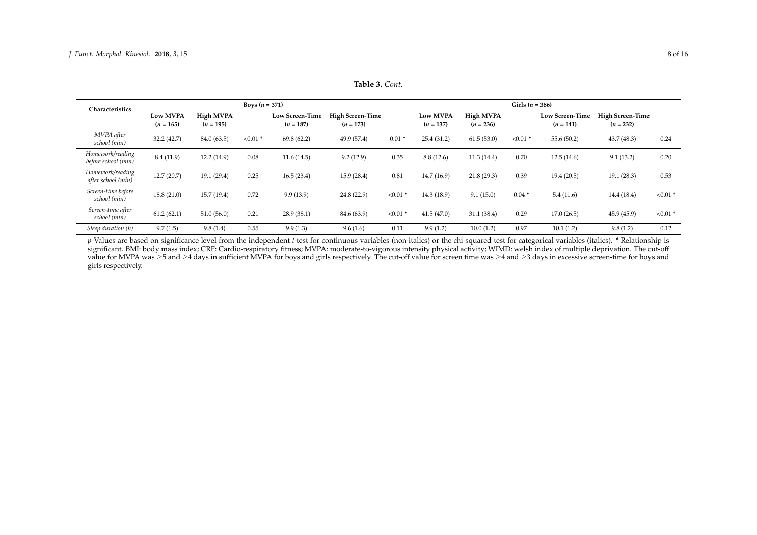**Table 3.** *Cont.*

| Characteristics | Boys ($n$ = 371) | | | | | | Girls ($n$ = 386) | | | | | |
|---|---|---|---|---|---|---|---|---|---|---|---|---|
| | Low MVPA ($n$ = 165) | High MVPA ($n$ = 195) | | Low Screen-Time ($n$ = 187) | High Screen-Time ($n$ = 173) | | Low MVPA ($n$ = 137) | High MVPA ($n$ = 236) | | Low Screen-Time ($n$ = 141) | High Screen-Time ($n$ = 232) | |
| *MVPA after school (min)* | 32.2 (42.7) | 84.0 (63.5) | <0.01 * | 69.8 (62.2) | 49.9 (57.4) | 0.01 * | 25.4 (31.2) | 61.5 (53.0) | <0.01 * | 55.6 (50.2) | 43.7 (48.3) | 0.24 |
| *Homework/reading before school (min)* | 8.4 (11.9) | 12.2 (14.9) | 0.08 | 11.6 (14.5) | 9.2 (12.9) | 0.35 | 8.8 (12.6) | 11.3 (14.4) | 0.70 | 12.5 (14.6) | 9.1 (13.2) | 0.20 |
| *Homework/reading after school (min)* | 12.7 (20.7) | 19.1 (29.4) | 0.25 | 16.5 (23.4) | 15.9 (28.4) | 0.81 | 14.7 (16.9) | 21.8 (29.3) | 0.39 | 19.4 (20.5) | 19.1 (28.3) | 0.53 |
| *Screen-time before school (min)* | 18.8 (21.0) | 15.7 (19.4) | 0.72 | 9.9 (13.9) | 24.8 (22.9) | <0.01 * | 14.3 (18.9) | 9.1 (15.0) | 0.04 * | 5.4 (11.6) | 14.4 (18.4) | <0.01 * |
| *Screen-time after school (min)* | 61.2 (62.1) | 51.0 (56.0) | 0.21 | 28.9 (38.1) | 84.6 (63.9) | <0.01 * | 41.5 (47.0) | 31.1 (38.4) | 0.29 | 17.0 (26.5) | 45.9 (45.9) | <0.01 * |
| *Sleep duration (h)* | 9.7 (1.5) | 9.8 (1.4) | 0.55 | 9.9 (1.3) | 9.6 (1.6) | 0.11 | 9.9 (1.2) | 10.0 (1.2) | 0.97 | 10.1 (1.2) | 9.8 (1.2) | 0.12 |

$p$-Values are based on significance level from the independent $t$-test for continuous variables (non-italics) or the chi-squared test for categorical variables (italics). * Relationship is significant. BMI: body mass index; CRF: Cardio-respiratory fitness; MVPA: moderate-to-vigorous intensity physical activity; WIMD: welsh index of multiple deprivation. The cut-off value for MVPA was ≥5 and ≥4 days in sufficient MVPA for boys and girls respectively. The cut-off value for screen time was ≥4 and ≥3 days in excessive screen-time for boys and girls respectively.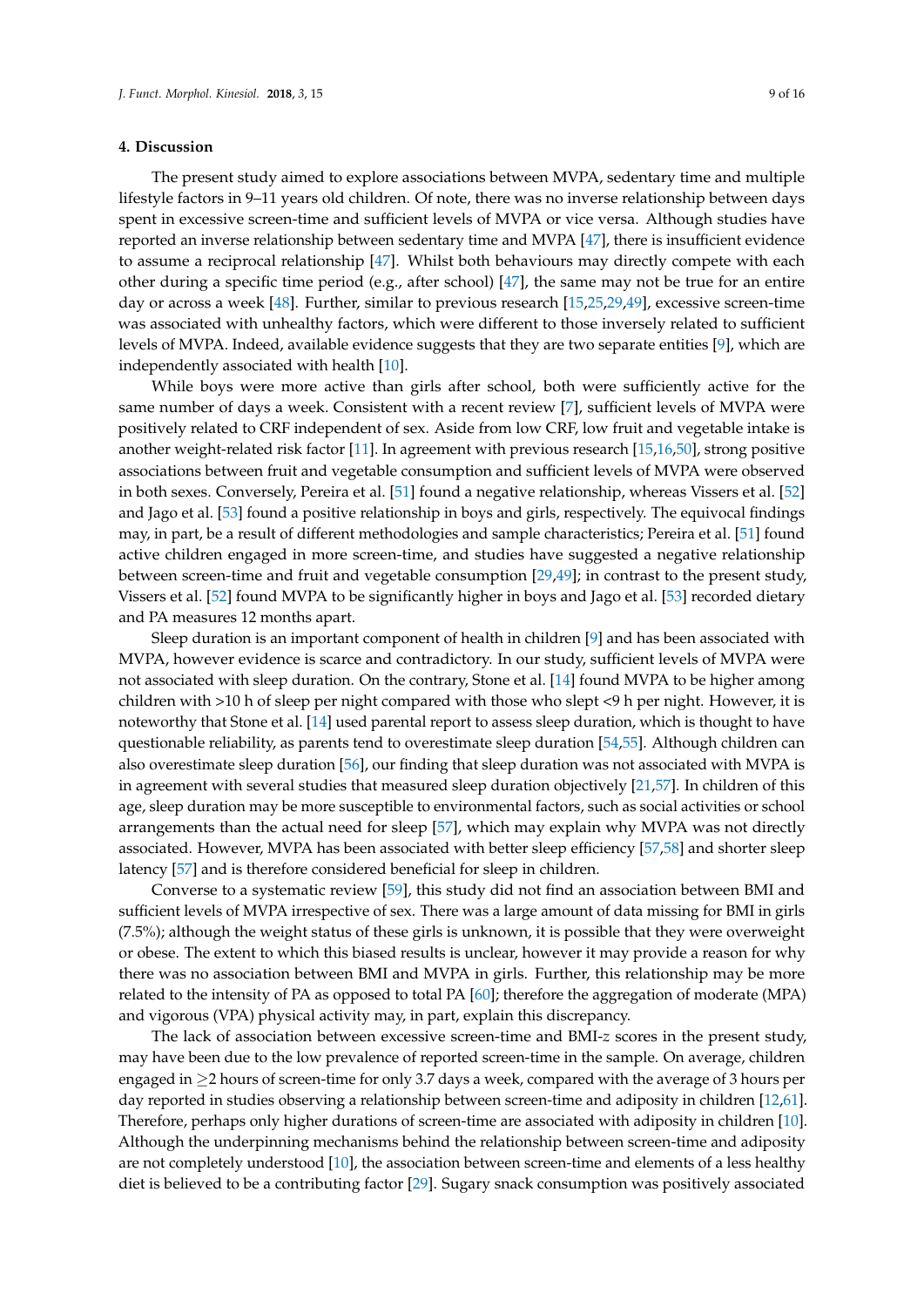## 4. Discussion

The present study aimed to explore associations between MVPA, sedentary time and multiple lifestyle factors in 9–11 years old children. Of note, there was no inverse relationship between days spent in excessive screen-time and sufficient levels of MVPA or vice versa. Although studies have reported an inverse relationship between sedentary time and MVPA [47], there is insufficient evidence to assume a reciprocal relationship [47]. Whilst both behaviours may directly compete with each other during a specific time period (e.g., after school) [47], the same may not be true for an entire day or across a week [48]. Further, similar to previous research [15,25,29,49], excessive screen-time was associated with unhealthy factors, which were different to those inversely related to sufficient levels of MVPA. Indeed, available evidence suggests that they are two separate entities [9], which are independently associated with health [10].

While boys were more active than girls after school, both were sufficiently active for the same number of days a week. Consistent with a recent review [7], sufficient levels of MVPA were positively related to CRF independent of sex. Aside from low CRF, low fruit and vegetable intake is another weight-related risk factor [11]. In agreement with previous research [15,16,50], strong positive associations between fruit and vegetable consumption and sufficient levels of MVPA were observed in both sexes. Conversely, Pereira et al. [51] found a negative relationship, whereas Vissers et al. [52] and Jago et al. [53] found a positive relationship in boys and girls, respectively. The equivocal findings may, in part, be a result of different methodologies and sample characteristics; Pereira et al. [51] found active children engaged in more screen-time, and studies have suggested a negative relationship between screen-time and fruit and vegetable consumption [29,49]; in contrast to the present study, Vissers et al. [52] found MVPA to be significantly higher in boys and Jago et al. [53] recorded dietary and PA measures 12 months apart.

Sleep duration is an important component of health in children [9] and has been associated with MVPA, however evidence is scarce and contradictory. In our study, sufficient levels of MVPA were not associated with sleep duration. On the contrary, Stone et al. [14] found MVPA to be higher among children with >10 h of sleep per night compared with those who slept <9 h per night. However, it is noteworthy that Stone et al. [14] used parental report to assess sleep duration, which is thought to have questionable reliability, as parents tend to overestimate sleep duration [54,55]. Although children can also overestimate sleep duration [56], our finding that sleep duration was not associated with MVPA is in agreement with several studies that measured sleep duration objectively [21,57]. In children of this age, sleep duration may be more susceptible to environmental factors, such as social activities or school arrangements than the actual need for sleep [57], which may explain why MVPA was not directly associated. However, MVPA has been associated with better sleep efficiency [57,58] and shorter sleep latency [57] and is therefore considered beneficial for sleep in children.

Converse to a systematic review [59], this study did not find an association between BMI and sufficient levels of MVPA irrespective of sex. There was a large amount of data missing for BMI in girls (7.5%); although the weight status of these girls is unknown, it is possible that they were overweight or obese. The extent to which this biased results is unclear, however it may provide a reason for why there was no association between BMI and MVPA in girls. Further, this relationship may be more related to the intensity of PA as opposed to total PA [60]; therefore the aggregation of moderate (MPA) and vigorous (VPA) physical activity may, in part, explain this discrepancy.

The lack of association between excessive screen-time and BMI-*z* scores in the present study, may have been due to the low prevalence of reported screen-time in the sample. On average, children engaged in $\geq$2 hours of screen-time for only 3.7 days a week, compared with the average of 3 hours per day reported in studies observing a relationship between screen-time and adiposity in children [12,61]. Therefore, perhaps only higher durations of screen-time are associated with adiposity in children [10]. Although the underpinning mechanisms behind the relationship between screen-time and adiposity are not completely understood [10], the association between screen-time and elements of a less healthy diet is believed to be a contributing factor [29]. Sugary snack consumption was positively associated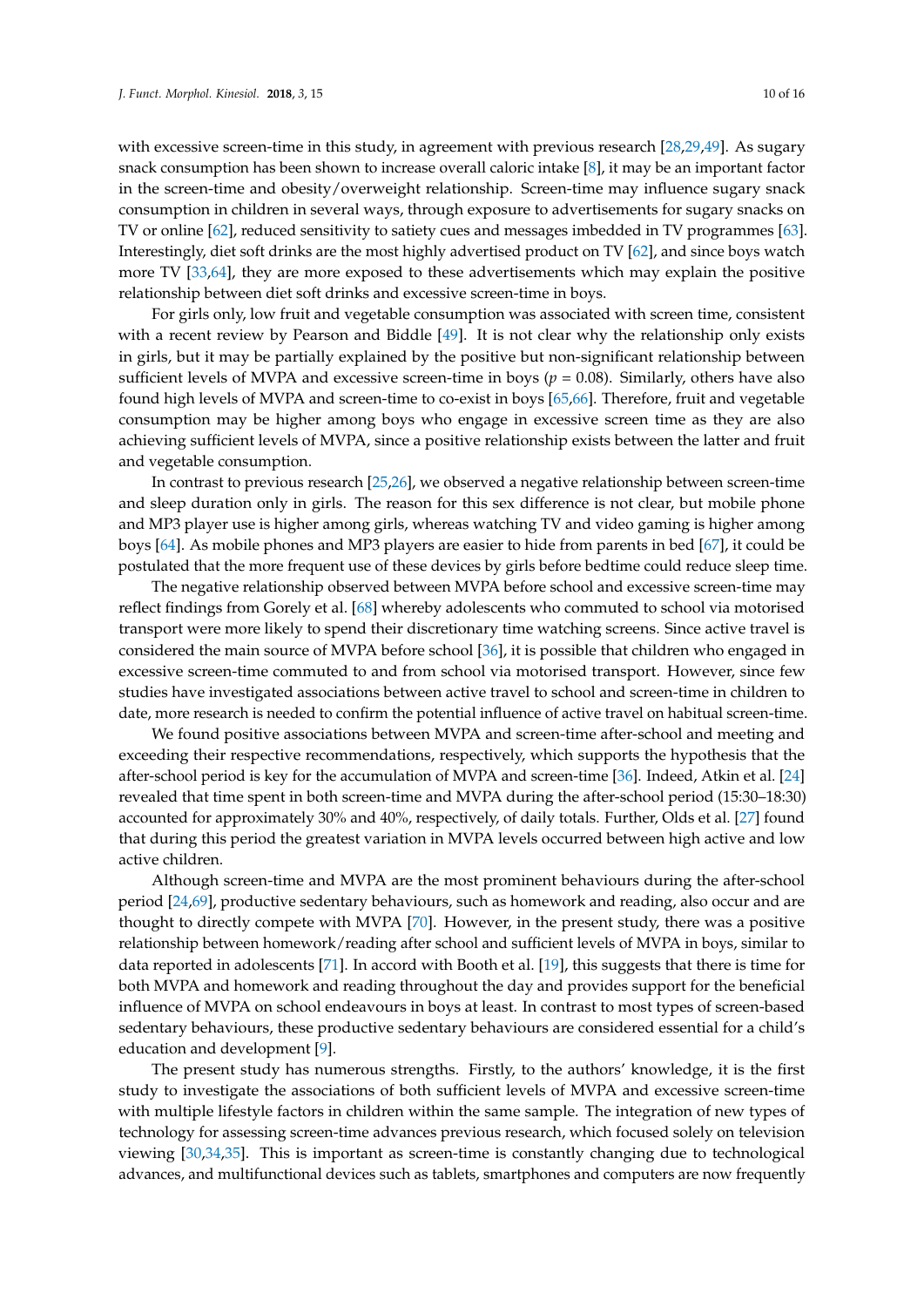with excessive screen-time in this study, in agreement with previous research [28,29,49]. As sugary snack consumption has been shown to increase overall caloric intake [8], it may be an important factor in the screen-time and obesity/overweight relationship. Screen-time may influence sugary snack consumption in children in several ways, through exposure to advertisements for sugary snacks on TV or online [62], reduced sensitivity to satiety cues and messages imbedded in TV programmes [63]. Interestingly, diet soft drinks are the most highly advertised product on TV [62], and since boys watch more TV [33,64], they are more exposed to these advertisements which may explain the positive relationship between diet soft drinks and excessive screen-time in boys.

For girls only, low fruit and vegetable consumption was associated with screen time, consistent with a recent review by Pearson and Biddle [49]. It is not clear why the relationship only exists in girls, but it may be partially explained by the positive but non-significant relationship between sufficient levels of MVPA and excessive screen-time in boys ($p = 0.08$). Similarly, others have also found high levels of MVPA and screen-time to co-exist in boys [65,66]. Therefore, fruit and vegetable consumption may be higher among boys who engage in excessive screen time as they are also achieving sufficient levels of MVPA, since a positive relationship exists between the latter and fruit and vegetable consumption.

In contrast to previous research [25,26], we observed a negative relationship between screen-time and sleep duration only in girls. The reason for this sex difference is not clear, but mobile phone and MP3 player use is higher among girls, whereas watching TV and video gaming is higher among boys [64]. As mobile phones and MP3 players are easier to hide from parents in bed [67], it could be postulated that the more frequent use of these devices by girls before bedtime could reduce sleep time.

The negative relationship observed between MVPA before school and excessive screen-time may reflect findings from Gorely et al. [68] whereby adolescents who commuted to school via motorised transport were more likely to spend their discretionary time watching screens. Since active travel is considered the main source of MVPA before school [36], it is possible that children who engaged in excessive screen-time commuted to and from school via motorised transport. However, since few studies have investigated associations between active travel to school and screen-time in children to date, more research is needed to confirm the potential influence of active travel on habitual screen-time.

We found positive associations between MVPA and screen-time after-school and meeting and exceeding their respective recommendations, respectively, which supports the hypothesis that the after-school period is key for the accumulation of MVPA and screen-time [36]. Indeed, Atkin et al. [24] revealed that time spent in both screen-time and MVPA during the after-school period (15:30–18:30) accounted for approximately 30% and 40%, respectively, of daily totals. Further, Olds et al. [27] found that during this period the greatest variation in MVPA levels occurred between high active and low active children.

Although screen-time and MVPA are the most prominent behaviours during the after-school period [24,69], productive sedentary behaviours, such as homework and reading, also occur and are thought to directly compete with MVPA [70]. However, in the present study, there was a positive relationship between homework/reading after school and sufficient levels of MVPA in boys, similar to data reported in adolescents [71]. In accord with Booth et al. [19], this suggests that there is time for both MVPA and homework and reading throughout the day and provides support for the beneficial influence of MVPA on school endeavours in boys at least. In contrast to most types of screen-based sedentary behaviours, these productive sedentary behaviours are considered essential for a child's education and development [9].

The present study has numerous strengths. Firstly, to the authors' knowledge, it is the first study to investigate the associations of both sufficient levels of MVPA and excessive screen-time with multiple lifestyle factors in children within the same sample. The integration of new types of technology for assessing screen-time advances previous research, which focused solely on television viewing [30,34,35]. This is important as screen-time is constantly changing due to technological advances, and multifunctional devices such as tablets, smartphones and computers are now frequently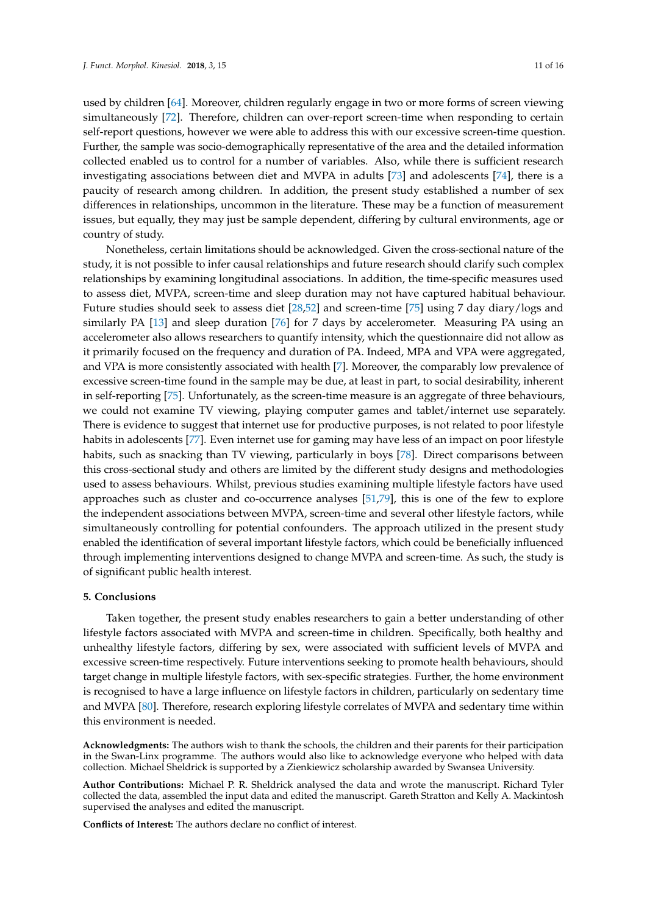used by children [64]. Moreover, children regularly engage in two or more forms of screen viewing simultaneously [72]. Therefore, children can over-report screen-time when responding to certain self-report questions, however we were able to address this with our excessive screen-time question. Further, the sample was socio-demographically representative of the area and the detailed information collected enabled us to control for a number of variables. Also, while there is sufficient research investigating associations between diet and MVPA in adults [73] and adolescents [74], there is a paucity of research among children. In addition, the present study established a number of sex differences in relationships, uncommon in the literature. These may be a function of measurement issues, but equally, they may just be sample dependent, differing by cultural environments, age or country of study.

Nonetheless, certain limitations should be acknowledged. Given the cross-sectional nature of the study, it is not possible to infer causal relationships and future research should clarify such complex relationships by examining longitudinal associations. In addition, the time-specific measures used to assess diet, MVPA, screen-time and sleep duration may not have captured habitual behaviour. Future studies should seek to assess diet [28,52] and screen-time [75] using 7 day diary/logs and similarly PA [13] and sleep duration [76] for 7 days by accelerometer. Measuring PA using an accelerometer also allows researchers to quantify intensity, which the questionnaire did not allow as it primarily focused on the frequency and duration of PA. Indeed, MPA and VPA were aggregated, and VPA is more consistently associated with health [7]. Moreover, the comparably low prevalence of excessive screen-time found in the sample may be due, at least in part, to social desirability, inherent in self-reporting [75]. Unfortunately, as the screen-time measure is an aggregate of three behaviours, we could not examine TV viewing, playing computer games and tablet/internet use separately. There is evidence to suggest that internet use for productive purposes, is not related to poor lifestyle habits in adolescents [77]. Even internet use for gaming may have less of an impact on poor lifestyle habits, such as snacking than TV viewing, particularly in boys [78]. Direct comparisons between this cross-sectional study and others are limited by the different study designs and methodologies used to assess behaviours. Whilst, previous studies examining multiple lifestyle factors have used approaches such as cluster and co-occurrence analyses [51,79], this is one of the few to explore the independent associations between MVPA, screen-time and several other lifestyle factors, while simultaneously controlling for potential confounders. The approach utilized in the present study enabled the identification of several important lifestyle factors, which could be beneficially influenced through implementing interventions designed to change MVPA and screen-time. As such, the study is of significant public health interest.

## 5. Conclusions

Taken together, the present study enables researchers to gain a better understanding of other lifestyle factors associated with MVPA and screen-time in children. Specifically, both healthy and unhealthy lifestyle factors, differing by sex, were associated with sufficient levels of MVPA and excessive screen-time respectively. Future interventions seeking to promote health behaviours, should target change in multiple lifestyle factors, with sex-specific strategies. Further, the home environment is recognised to have a large influence on lifestyle factors in children, particularly on sedentary time and MVPA [80]. Therefore, research exploring lifestyle correlates of MVPA and sedentary time within this environment is needed.

**Acknowledgments:** The authors wish to thank the schools, the children and their parents for their participation in the Swan-Linx programme. The authors would also like to acknowledge everyone who helped with data collection. Michael Sheldrick is supported by a Zienkiewicz scholarship awarded by Swansea University.

**Author Contributions:** Michael P. R. Sheldrick analysed the data and wrote the manuscript. Richard Tyler collected the data, assembled the input data and edited the manuscript. Gareth Stratton and Kelly A. Mackintosh supervised the analyses and edited the manuscript.

**Conflicts of Interest:** The authors declare no conflict of interest.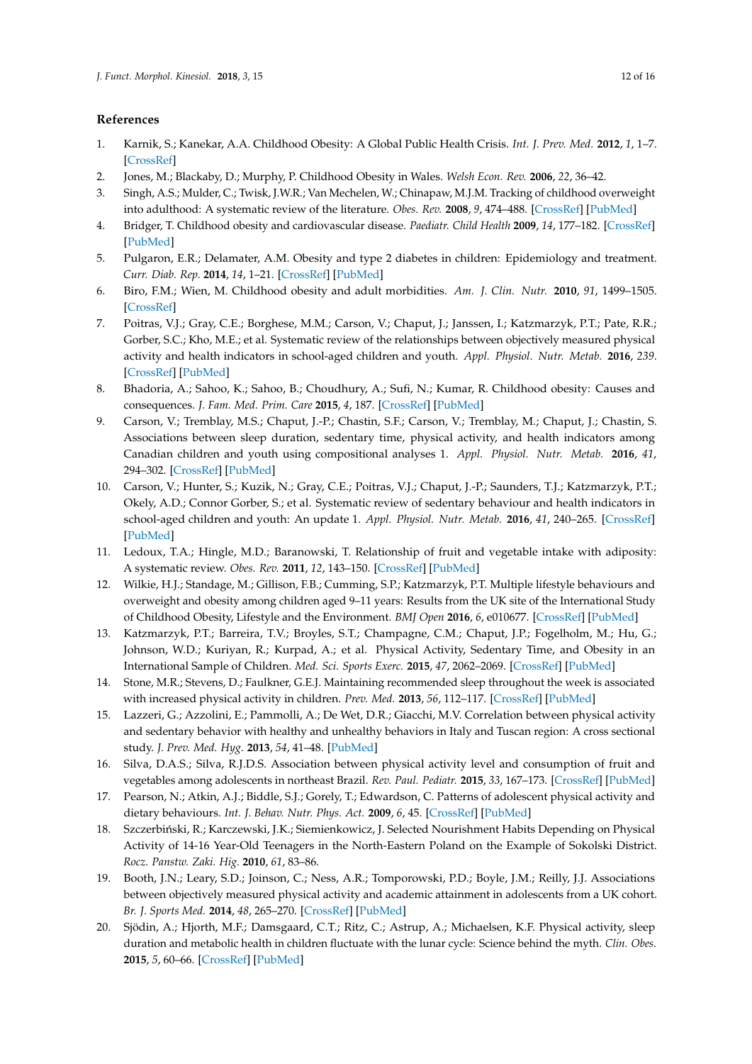## References

1. Karnik, S.; Kanekar, A.A. Childhood Obesity: A Global Public Health Crisis. *Int. J. Prev. Med.* **2012**, *1*, 1–7. [CrossRef]
2. Jones, M.; Blackaby, D.; Murphy, P. Childhood Obesity in Wales. *Welsh Econ. Rev.* **2006**, *22*, 36–42.
3. Singh, A.S.; Mulder, C.; Twisk, J.W.R.; Van Mechelen, W.; Chinapaw, M.J.M. Tracking of childhood overweight into adulthood: A systematic review of the literature. *Obes. Rev.* **2008**, *9*, 474–488. [CrossRef] [PubMed]
4. Bridger, T. Childhood obesity and cardiovascular disease. *Paediatr. Child Health* **2009**, *14*, 177–182. [CrossRef] [PubMed]
5. Pulgaron, E.R.; Delamater, A.M. Obesity and type 2 diabetes in children: Epidemiology and treatment. *Curr. Diab. Rep.* **2014**, *14*, 1–21. [CrossRef] [PubMed]
6. Biro, F.M.; Wien, M. Childhood obesity and adult morbidities. *Am. J. Clin. Nutr.* **2010**, *91*, 1499–1505. [CrossRef]
7. Poitras, V.J.; Gray, C.E.; Borghese, M.M.; Carson, V.; Chaput, J.; Janssen, I.; Katzmarzyk, P.T.; Pate, R.R.; Gorber, S.C.; Kho, M.E.; et al. Systematic review of the relationships between objectively measured physical activity and health indicators in school-aged children and youth. *Appl. Physiol. Nutr. Metab.* **2016**, *239*. [CrossRef] [PubMed]
8. Bhadoria, A.; Sahoo, K.; Sahoo, B.; Choudhury, A.; Sufi, N.; Kumar, R. Childhood obesity: Causes and consequences. *J. Fam. Med. Prim. Care* **2015**, *4*, 187. [CrossRef] [PubMed]
9. Carson, V.; Tremblay, M.S.; Chaput, J.-P.; Chastin, S.F.; Carson, V.; Tremblay, M.; Chaput, J.; Chastin, S. Associations between sleep duration, sedentary time, physical activity, and health indicators among Canadian children and youth using compositional analyses 1. *Appl. Physiol. Nutr. Metab.* **2016**, *41*, 294–302. [CrossRef] [PubMed]
10. Carson, V.; Hunter, S.; Kuzik, N.; Gray, C.E.; Poitras, V.J.; Chaput, J.-P.; Saunders, T.J.; Katzmarzyk, P.T.; Okely, A.D.; Connor Gorber, S.; et al. Systematic review of sedentary behaviour and health indicators in school-aged children and youth: An update 1. *Appl. Physiol. Nutr. Metab.* **2016**, *41*, 240–265. [CrossRef] [PubMed]
11. Ledoux, T.A.; Hingle, M.D.; Baranowski, T. Relationship of fruit and vegetable intake with adiposity: A systematic review. *Obes. Rev.* **2011**, *12*, 143–150. [CrossRef] [PubMed]
12. Wilkie, H.J.; Standage, M.; Gillison, F.B.; Cumming, S.P.; Katzmarzyk, P.T. Multiple lifestyle behaviours and overweight and obesity among children aged 9–11 years: Results from the UK site of the International Study of Childhood Obesity, Lifestyle and the Environment. *BMJ Open* **2016**, *6*, e010677. [CrossRef] [PubMed]
13. Katzmarzyk, P.T.; Barreira, T.V.; Broyles, S.T.; Champagne, C.M.; Chaput, J.P.; Fogelholm, M.; Hu, G.; Johnson, W.D.; Kuriyan, R.; Kurpad, A.; et al. Physical Activity, Sedentary Time, and Obesity in an International Sample of Children. *Med. Sci. Sports Exerc.* **2015**, *47*, 2062–2069. [CrossRef] [PubMed]
14. Stone, M.R.; Stevens, D.; Faulkner, G.E.J. Maintaining recommended sleep throughout the week is associated with increased physical activity in children. *Prev. Med.* **2013**, *56*, 112–117. [CrossRef] [PubMed]
15. Lazzeri, G.; Azzolini, E.; Pammolli, A.; De Wet, D.R.; Giacchi, M.V. Correlation between physical activity and sedentary behavior with healthy and unhealthy behaviors in Italy and Tuscan region: A cross sectional study. *J. Prev. Med. Hyg.* **2013**, *54*, 41–48. [PubMed]
16. Silva, D.A.S.; Silva, R.J.D.S. Association between physical activity level and consumption of fruit and vegetables among adolescents in northeast Brazil. *Rev. Paul. Pediatr.* **2015**, *33*, 167–173. [CrossRef] [PubMed]
17. Pearson, N.; Atkin, A.J.; Biddle, S.J.; Gorely, T.; Edwardson, C. Patterns of adolescent physical activity and dietary behaviours. *Int. J. Behav. Nutr. Phys. Act.* **2009**, *6*, 45. [CrossRef] [PubMed]
18. Szczerbiński, R.; Karczewski, J.K.; Siemienkowicz, J. Selected Nourishment Habits Depending on Physical Activity of 14-16 Year-Old Teenagers in the North-Eastern Poland on the Example of Sokolski District. *Rocz. Panstw. Zaki. Hig.* **2010**, *61*, 83–86.
19. Booth, J.N.; Leary, S.D.; Joinson, C.; Ness, A.R.; Tomporowski, P.D.; Boyle, J.M.; Reilly, J.J. Associations between objectively measured physical activity and academic attainment in adolescents from a UK cohort. *Br. J. Sports Med.* **2014**, *48*, 265–270. [CrossRef] [PubMed]
20. Sjödin, A.; Hjorth, M.F.; Damsgaard, C.T.; Ritz, C.; Astrup, A.; Michaelsen, K.F. Physical activity, sleep duration and metabolic health in children fluctuate with the lunar cycle: Science behind the myth. *Clin. Obes.* **2015**, *5*, 60–66. [CrossRef] [PubMed]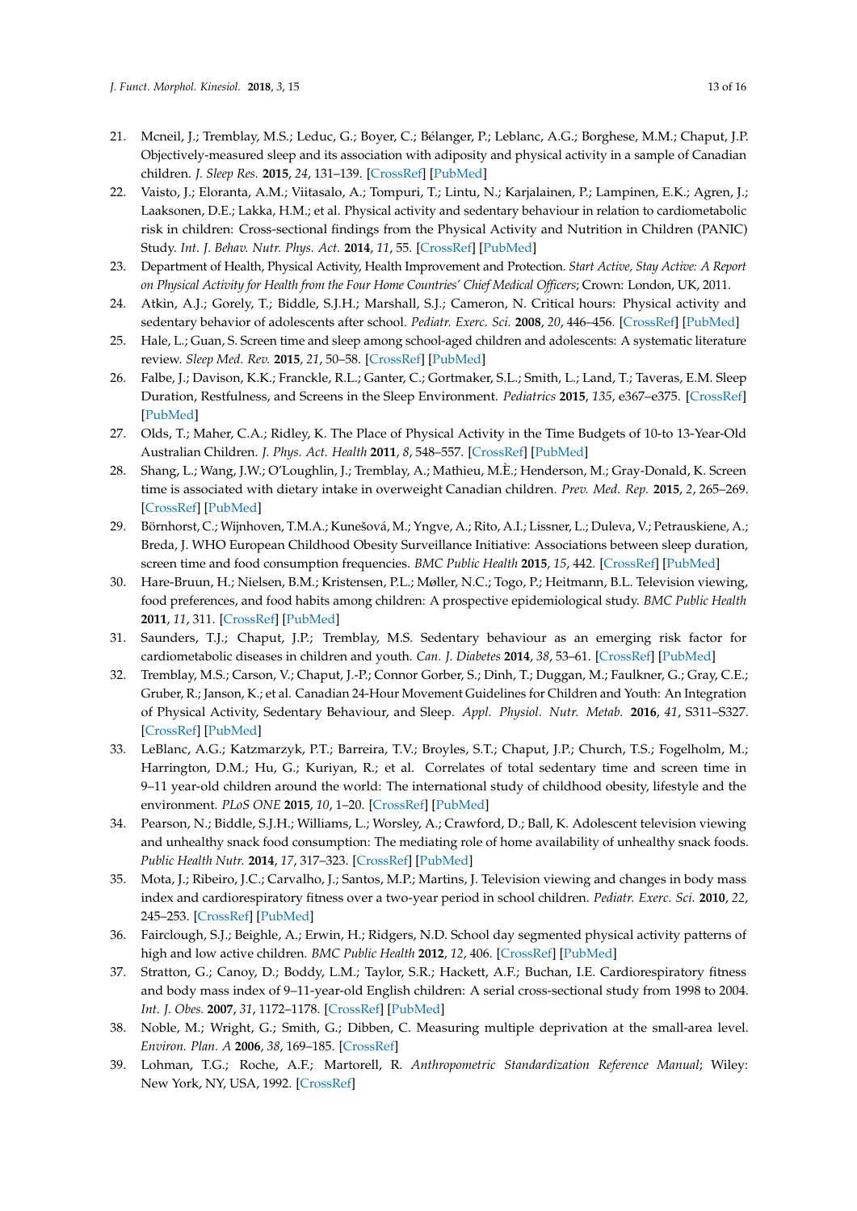21. Mcneil, J.; Tremblay, M.S.; Leduc, G.; Boyer, C.; Bélanger, P.; Leblanc, A.G.; Borghese, M.M.; Chaput, J.P. Objectively-measured sleep and its association with adiposity and physical activity in a sample of Canadian children. *J. Sleep Res.* **2015**, *24*, 131–139. [CrossRef] [PubMed]
22. Vaisto, J.; Eloranta, A.M.; Viitasalo, A.; Tompuri, T.; Lintu, N.; Karjalainen, P.; Lampinen, E.K.; Agren, J.; Laaksonen, D.E.; Lakka, H.M.; et al. Physical activity and sedentary behaviour in relation to cardiometabolic risk in children: Cross-sectional findings from the Physical Activity and Nutrition in Children (PANIC) Study. *Int. J. Behav. Nutr. Phys. Act.* **2014**, *11*, 55. [CrossRef] [PubMed]
23. Department of Health, Physical Activity, Health Improvement and Protection. *Start Active, Stay Active: A Report on Physical Activity for Health from the Four Home Countries' Chief Medical Officers*; Crown: London, UK, 2011.
24. Atkin, A.J.; Gorely, T.; Biddle, S.J.H.; Marshall, S.J.; Cameron, N. Critical hours: Physical activity and sedentary behavior of adolescents after school. *Pediatr. Exerc. Sci.* **2008**, *20*, 446–456. [CrossRef] [PubMed]
25. Hale, L.; Guan, S. Screen time and sleep among school-aged children and adolescents: A systematic literature review. *Sleep Med. Rev.* **2015**, *21*, 50–58. [CrossRef] [PubMed]
26. Falbe, J.; Davison, K.K.; Franckle, R.L.; Ganter, C.; Gortmaker, S.L.; Smith, L.; Land, T.; Taveras, E.M. Sleep Duration, Restfulness, and Screens in the Sleep Environment. *Pediatrics* **2015**, *135*, e367–e375. [CrossRef] [PubMed]
27. Olds, T.; Maher, C.A.; Ridley, K. The Place of Physical Activity in the Time Budgets of 10-to 13-Year-Old Australian Children. *J. Phys. Act. Health* **2011**, *8*, 548–557. [CrossRef] [PubMed]
28. Shang, L.; Wang, J.W.; O'Loughlin, J.; Tremblay, A.; Mathieu, M.È.; Henderson, M.; Gray-Donald, K. Screen time is associated with dietary intake in overweight Canadian children. *Prev. Med. Rep.* **2015**, *2*, 265–269. [CrossRef] [PubMed]
29. Börnhorst, C.; Wijnhoven, T.M.A.; Kunešová, M.; Yngve, A.; Rito, A.I.; Lissner, L.; Duleva, V.; Petrauskiene, A.; Breda, J. WHO European Childhood Obesity Surveillance Initiative: Associations between sleep duration, screen time and food consumption frequencies. *BMC Public Health* **2015**, *15*, 442. [CrossRef] [PubMed]
30. Hare-Bruun, H.; Nielsen, B.M.; Kristensen, P.L.; Møller, N.C.; Togo, P.; Heitmann, B.L. Television viewing, food preferences, and food habits among children: A prospective epidemiological study. *BMC Public Health* **2011**, *11*, 311. [CrossRef] [PubMed]
31. Saunders, T.J.; Chaput, J.P.; Tremblay, M.S. Sedentary behaviour as an emerging risk factor for cardiometabolic diseases in children and youth. *Can. J. Diabetes* **2014**, *38*, 53–61. [CrossRef] [PubMed]
32. Tremblay, M.S.; Carson, V.; Chaput, J.-P.; Connor Gorber, S.; Dinh, T.; Duggan, M.; Faulkner, G.; Gray, C.E.; Gruber, R.; Janson, K.; et al. Canadian 24-Hour Movement Guidelines for Children and Youth: An Integration of Physical Activity, Sedentary Behaviour, and Sleep. *Appl. Physiol. Nutr. Metab.* **2016**, *41*, S311–S327. [CrossRef] [PubMed]
33. LeBlanc, A.G.; Katzmarzyk, P.T.; Barreira, T.V.; Broyles, S.T.; Chaput, J.P.; Church, T.S.; Fogelholm, M.; Harrington, D.M.; Hu, G.; Kuriyan, R.; et al. Correlates of total sedentary time and screen time in 9–11 year-old children around the world: The international study of childhood obesity, lifestyle and the environment. *PLoS ONE* **2015**, *10*, 1–20. [CrossRef] [PubMed]
34. Pearson, N.; Biddle, S.J.H.; Williams, L.; Worsley, A.; Crawford, D.; Ball, K. Adolescent television viewing and unhealthy snack food consumption: The mediating role of home availability of unhealthy snack foods. *Public Health Nutr.* **2014**, *17*, 317–323. [CrossRef] [PubMed]
35. Mota, J.; Ribeiro, J.C.; Carvalho, J.; Santos, M.P.; Martins, J. Television viewing and changes in body mass index and cardiorespiratory fitness over a two-year period in school children. *Pediatr. Exerc. Sci.* **2010**, *22*, 245–253. [CrossRef] [PubMed]
36. Fairclough, S.J.; Beighle, A.; Erwin, H.; Ridgers, N.D. School day segmented physical activity patterns of high and low active children. *BMC Public Health* **2012**, *12*, 406. [CrossRef] [PubMed]
37. Stratton, G.; Canoy, D.; Boddy, L.M.; Taylor, S.R.; Hackett, A.F.; Buchan, I.E. Cardiorespiratory fitness and body mass index of 9–11-year-old English children: A serial cross-sectional study from 1998 to 2004. *Int. J. Obes.* **2007**, *31*, 1172–1178. [CrossRef] [PubMed]
38. Noble, M.; Wright, G.; Smith, G.; Dibben, C. Measuring multiple deprivation at the small-area level. *Environ. Plan. A* **2006**, *38*, 169–185. [CrossRef]
39. Lohman, T.G.; Roche, A.F.; Martorell, R. *Anthropometric Standardization Reference Manual*; Wiley: New York, NY, USA, 1992. [CrossRef]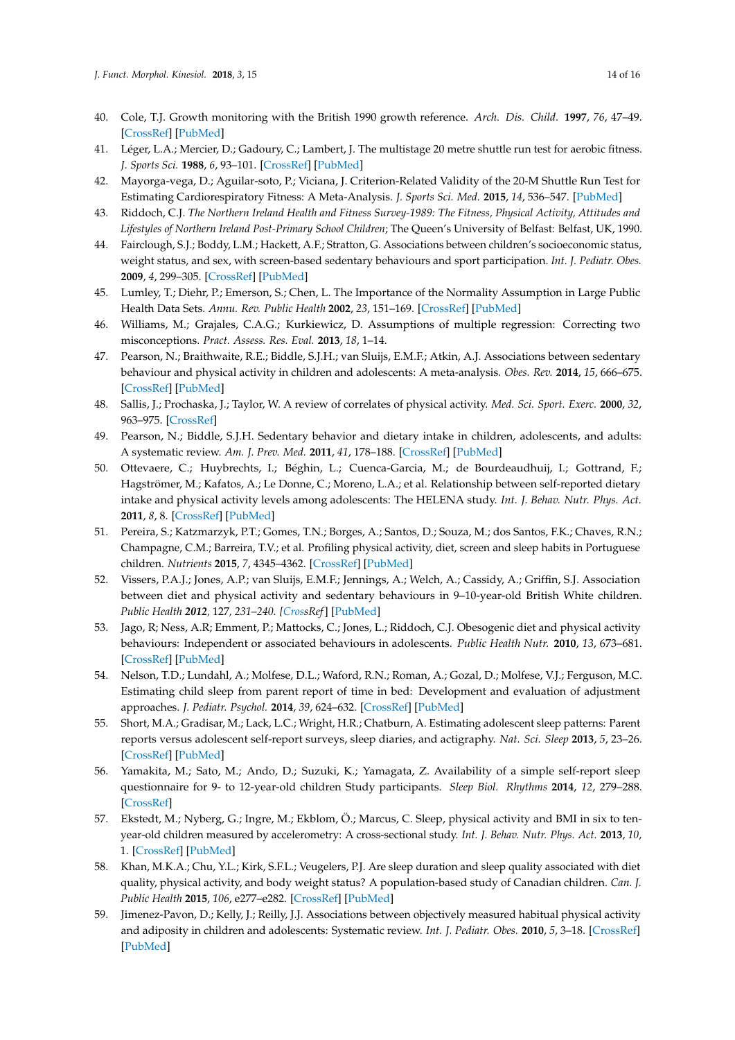40. Cole, T.J. Growth monitoring with the British 1990 growth reference. *Arch. Dis. Child.* **1997**, *76*, 47–49. [CrossRef] [PubMed]
41. Léger, L.A.; Mercier, D.; Gadoury, C.; Lambert, J. The multistage 20 metre shuttle run test for aerobic fitness. *J. Sports Sci.* **1988**, *6*, 93–101. [CrossRef] [PubMed]
42. Mayorga-vega, D.; Aguilar-soto, P.; Viciana, J. Criterion-Related Validity of the 20-M Shuttle Run Test for Estimating Cardiorespiratory Fitness: A Meta-Analysis. *J. Sports Sci. Med.* **2015**, *14*, 536–547. [PubMed]
43. Riddoch, C.J. *The Northern Ireland Health and Fitness Survey-1989: The Fitness, Physical Activity, Attitudes and Lifestyles of Northern Ireland Post-Primary School Children*; The Queen's University of Belfast: Belfast, UK, 1990.
44. Fairclough, S.J.; Boddy, L.M.; Hackett, A.F.; Stratton, G. Associations between children's socioeconomic status, weight status, and sex, with screen-based sedentary behaviours and sport participation. *Int. J. Pediatr. Obes.* **2009**, *4*, 299–305. [CrossRef] [PubMed]
45. Lumley, T.; Diehr, P.; Emerson, S.; Chen, L. The Importance of the Normality Assumption in Large Public Health Data Sets. *Annu. Rev. Public Health* **2002**, *23*, 151–169. [CrossRef] [PubMed]
46. Williams, M.; Grajales, C.A.G.; Kurkiewicz, D. Assumptions of multiple regression: Correcting two misconceptions. *Pract. Assess. Res. Eval.* **2013**, *18*, 1–14.
47. Pearson, N.; Braithwaite, R.E.; Biddle, S.J.H.; van Sluijs, E.M.F.; Atkin, A.J. Associations between sedentary behaviour and physical activity in children and adolescents: A meta-analysis. *Obes. Rev.* **2014**, *15*, 666–675. [CrossRef] [PubMed]
48. Sallis, J.; Prochaska, J.; Taylor, W. A review of correlates of physical activity. *Med. Sci. Sport. Exerc.* **2000**, *32*, 963–975. [CrossRef]
49. Pearson, N.; Biddle, S.J.H. Sedentary behavior and dietary intake in children, adolescents, and adults: A systematic review. *Am. J. Prev. Med.* **2011**, *41*, 178–188. [CrossRef] [PubMed]
50. Ottevaere, C.; Huybrechts, I.; Béghin, L.; Cuenca-Garcia, M.; de Bourdeaudhuij, I.; Gottrand, F.; Hagströmer, M.; Kafatos, A.; Le Donne, C.; Moreno, L.A.; et al. Relationship between self-reported dietary intake and physical activity levels among adolescents: The HELENA study. *Int. J. Behav. Nutr. Phys. Act.* **2011**, *8*, 8. [CrossRef] [PubMed]
51. Pereira, S.; Katzmarzyk, P.T.; Gomes, T.N.; Borges, A.; Santos, D.; Souza, M.; dos Santos, F.K.; Chaves, R.N.; Champagne, C.M.; Barreira, T.V.; et al. Profiling physical activity, diet, screen and sleep habits in Portuguese children. *Nutrients* **2015**, *7*, 4345–4362. [CrossRef] [PubMed]
52. Vissers, P.A.J.; Jones, A.P.; van Sluijs, E.M.F.; Jennings, A.; Welch, A.; Cassidy, A.; Griffin, S.J. Association between diet and physical activity and sedentary behaviours in 9–10-year-old British White children. *Public Health* **2012**, *127*, *231–240. [CrossRef]* [PubMed]
53. Jago, R; Ness, A.R; Emment, P.; Mattocks, C.; Jones, L.; Riddoch, C.J. Obesogenic diet and physical activity behaviours: Independent or associated behaviours in adolescents. *Public Health Nutr.* **2010**, *13*, 673–681. [CrossRef] [PubMed]
54. Nelson, T.D.; Lundahl, A.; Molfese, D.L.; Waford, R.N.; Roman, A.; Gozal, D.; Molfese, V.J.; Ferguson, M.C. Estimating child sleep from parent report of time in bed: Development and evaluation of adjustment approaches. *J. Pediatr. Psychol.* **2014**, *39*, 624–632. [CrossRef] [PubMed]
55. Short, M.A.; Gradisar, M.; Lack, L.C.; Wright, H.R.; Chatburn, A. Estimating adolescent sleep patterns: Parent reports versus adolescent self-report surveys, sleep diaries, and actigraphy. *Nat. Sci. Sleep* **2013**, *5*, 23–26. [CrossRef] [PubMed]
56. Yamakita, M.; Sato, M.; Ando, D.; Suzuki, K.; Yamagata, Z. Availability of a simple self-report sleep questionnaire for 9- to 12-year-old children Study participants. *Sleep Biol. Rhythms* **2014**, *12*, 279–288. [CrossRef]
57. Ekstedt, M.; Nyberg, G.; Ingre, M.; Ekblom, Ö.; Marcus, C. Sleep, physical activity and BMI in six to ten-year-old children measured by accelerometry: A cross-sectional study. *Int. J. Behav. Nutr. Phys. Act.* **2013**, *10*, 1. [CrossRef] [PubMed]
58. Khan, M.K.A.; Chu, Y.L.; Kirk, S.F.L.; Veugelers, P.J. Are sleep duration and sleep quality associated with diet quality, physical activity, and body weight status? A population-based study of Canadian children. *Can. J. Public Health* **2015**, *106*, e277–e282. [CrossRef] [PubMed]
59. Jimenez-Pavon, D.; Kelly, J.; Reilly, J.J. Associations between objectively measured habitual physical activity and adiposity in children and adolescents: Systematic review. *Int. J. Pediatr. Obes.* **2010**, *5*, 3–18. [CrossRef] [PubMed]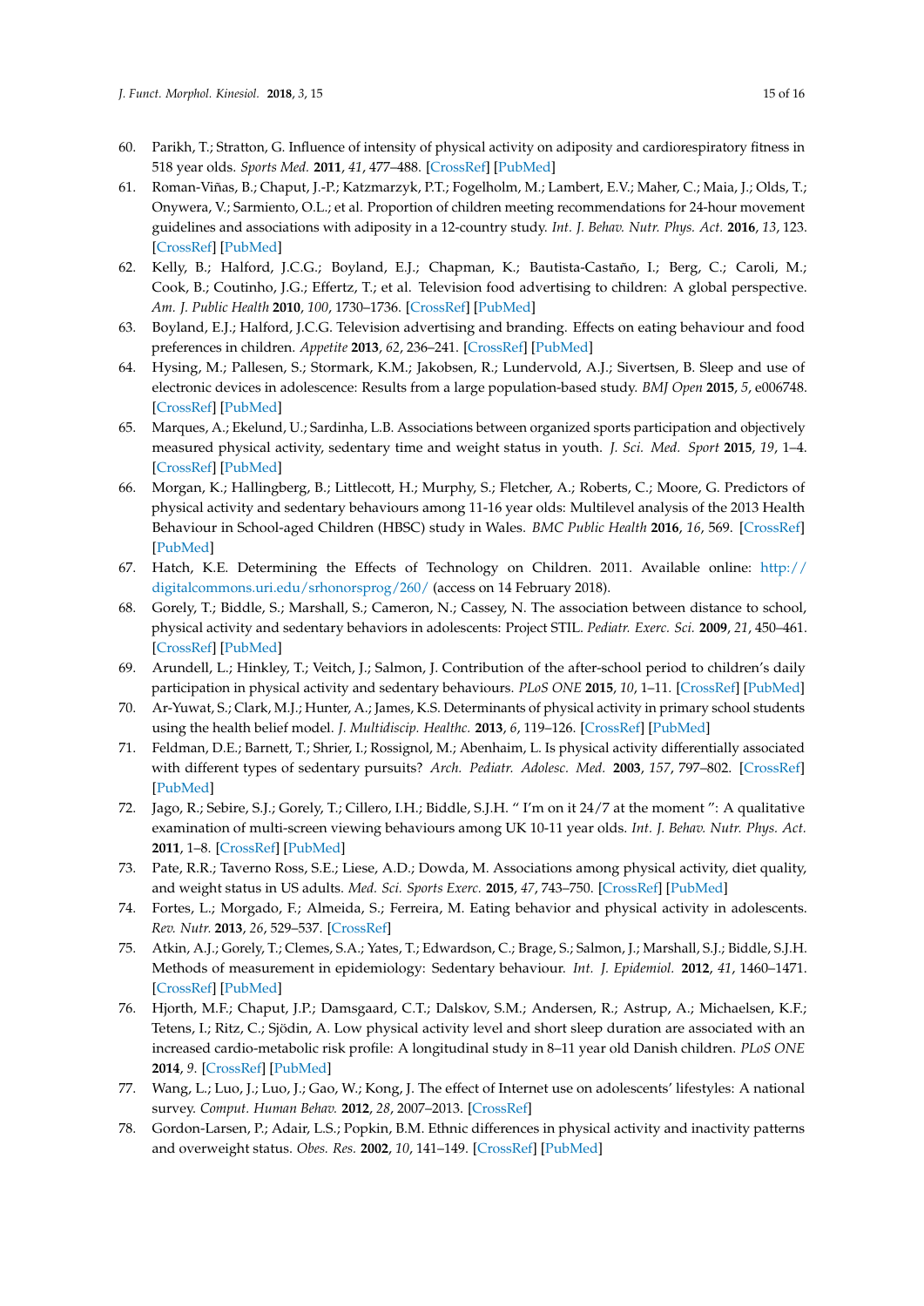60. Parikh, T.; Stratton, G. Influence of intensity of physical activity on adiposity and cardiorespiratory fitness in 518 year olds. *Sports Med.* **2011**, *41*, 477–488. [CrossRef] [PubMed]
61. Roman-Viñas, B.; Chaput, J.-P.; Katzmarzyk, P.T.; Fogelholm, M.; Lambert, E.V.; Maher, C.; Maia, J.; Olds, T.; Onywera, V.; Sarmiento, O.L.; et al. Proportion of children meeting recommendations for 24-hour movement guidelines and associations with adiposity in a 12-country study. *Int. J. Behav. Nutr. Phys. Act.* **2016**, *13*, 123. [CrossRef] [PubMed]
62. Kelly, B.; Halford, J.C.G.; Boyland, E.J.; Chapman, K.; Bautista-Castaño, I.; Berg, C.; Caroli, M.; Cook, B.; Coutinho, J.G.; Effertz, T.; et al. Television food advertising to children: A global perspective. *Am. J. Public Health* **2010**, *100*, 1730–1736. [CrossRef] [PubMed]
63. Boyland, E.J.; Halford, J.C.G. Television advertising and branding. Effects on eating behaviour and food preferences in children. *Appetite* **2013**, *62*, 236–241. [CrossRef] [PubMed]
64. Hysing, M.; Pallesen, S.; Stormark, K.M.; Jakobsen, R.; Lundervold, A.J.; Sivertsen, B. Sleep and use of electronic devices in adolescence: Results from a large population-based study. *BMJ Open* **2015**, *5*, e006748. [CrossRef] [PubMed]
65. Marques, A.; Ekelund, U.; Sardinha, L.B. Associations between organized sports participation and objectively measured physical activity, sedentary time and weight status in youth. *J. Sci. Med. Sport* **2015**, *19*, 1–4. [CrossRef] [PubMed]
66. Morgan, K.; Hallingberg, B.; Littlecott, H.; Murphy, S.; Fletcher, A.; Roberts, C.; Moore, G. Predictors of physical activity and sedentary behaviours among 11-16 year olds: Multilevel analysis of the 2013 Health Behaviour in School-aged Children (HBSC) study in Wales. *BMC Public Health* **2016**, *16*, 569. [CrossRef] [PubMed]
67. Hatch, K.E. Determining the Effects of Technology on Children. 2011. Available online: http://digitalcommons.uri.edu/srhonorsprog/260/ (access on 14 February 2018).
68. Gorely, T.; Biddle, S.; Marshall, S.; Cameron, N.; Cassey, N. The association between distance to school, physical activity and sedentary behaviors in adolescents: Project STIL. *Pediatr. Exerc. Sci.* **2009**, *21*, 450–461. [CrossRef] [PubMed]
69. Arundell, L.; Hinkley, T.; Veitch, J.; Salmon, J. Contribution of the after-school period to children's daily participation in physical activity and sedentary behaviours. *PLoS ONE* **2015**, *10*, 1–11. [CrossRef] [PubMed]
70. Ar-Yuwat, S.; Clark, M.J.; Hunter, A.; James, K.S. Determinants of physical activity in primary school students using the health belief model. *J. Multidiscip. Healthc.* **2013**, *6*, 119–126. [CrossRef] [PubMed]
71. Feldman, D.E.; Barnett, T.; Shrier, I.; Rossignol, M.; Abenhaim, L. Is physical activity differentially associated with different types of sedentary pursuits? *Arch. Pediatr. Adolesc. Med.* **2003**, *157*, 797–802. [CrossRef] [PubMed]
72. Jago, R.; Sebire, S.J.; Gorely, T.; Cillero, I.H.; Biddle, S.J.H. " I'm on it 24/7 at the moment ": A qualitative examination of multi-screen viewing behaviours among UK 10-11 year olds. *Int. J. Behav. Nutr. Phys. Act.* **2011**, 1–8. [CrossRef] [PubMed]
73. Pate, R.R.; Taverno Ross, S.E.; Liese, A.D.; Dowda, M. Associations among physical activity, diet quality, and weight status in US adults. *Med. Sci. Sports Exerc.* **2015**, *47*, 743–750. [CrossRef] [PubMed]
74. Fortes, L.; Morgado, F.; Almeida, S.; Ferreira, M. Eating behavior and physical activity in adolescents. *Rev. Nutr.* **2013**, *26*, 529–537. [CrossRef]
75. Atkin, A.J.; Gorely, T.; Clemes, S.A.; Yates, T.; Edwardson, C.; Brage, S.; Salmon, J.; Marshall, S.J.; Biddle, S.J.H. Methods of measurement in epidemiology: Sedentary behaviour. *Int. J. Epidemiol.* **2012**, *41*, 1460–1471. [CrossRef] [PubMed]
76. Hjorth, M.F.; Chaput, J.P.; Damsgaard, C.T.; Dalskov, S.M.; Andersen, R.; Astrup, A.; Michaelsen, K.F.; Tetens, I.; Ritz, C.; Sjödin, A. Low physical activity level and short sleep duration are associated with an increased cardio-metabolic risk profile: A longitudinal study in 8–11 year old Danish children. *PLoS ONE* **2014**, *9*. [CrossRef] [PubMed]
77. Wang, L.; Luo, J.; Luo, J.; Gao, W.; Kong, J. The effect of Internet use on adolescents' lifestyles: A national survey. *Comput. Human Behav.* **2012**, *28*, 2007–2013. [CrossRef]
78. Gordon-Larsen, P.; Adair, L.S.; Popkin, B.M. Ethnic differences in physical activity and inactivity patterns and overweight status. *Obes. Res.* **2002**, *10*, 141–149. [CrossRef] [PubMed]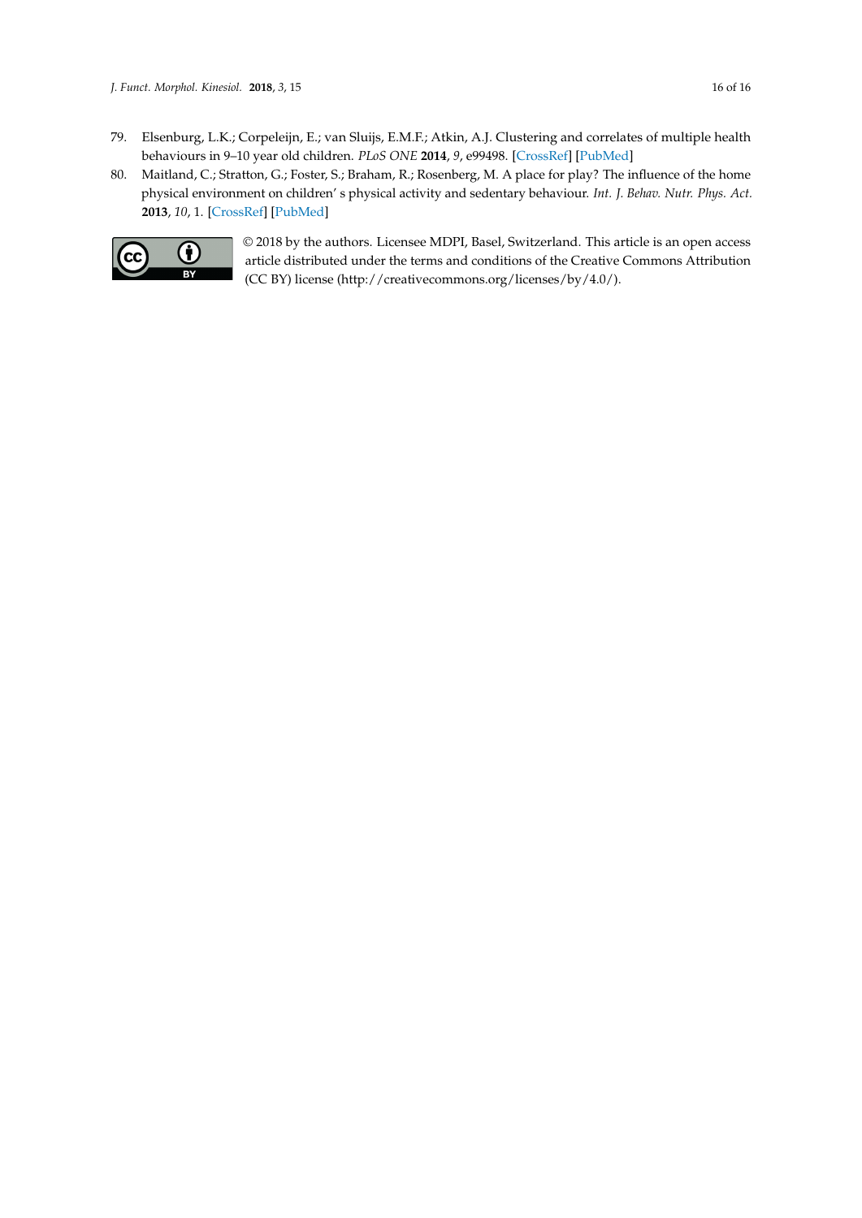79. Elsenburg, L.K.; Corpeleijn, E.; van Sluijs, E.M.F.; Atkin, A.J. Clustering and correlates of multiple health behaviours in 9–10 year old children. *PLoS ONE* **2014**, *9*, e99498. [CrossRef] [PubMed]
80. Maitland, C.; Stratton, G.; Foster, S.; Braham, R.; Rosenberg, M. A place for play? The influence of the home physical environment on children' s physical activity and sedentary behaviour. *Int. J. Behav. Nutr. Phys. Act.* **2013**, *10*, 1. [CrossRef] [PubMed]

© 2018 by the authors. Licensee MDPI, Basel, Switzerland. This article is an open access article distributed under the terms and conditions of the Creative Commons Attribution (CC BY) license (http://creativecommons.org/licenses/by/4.0/).